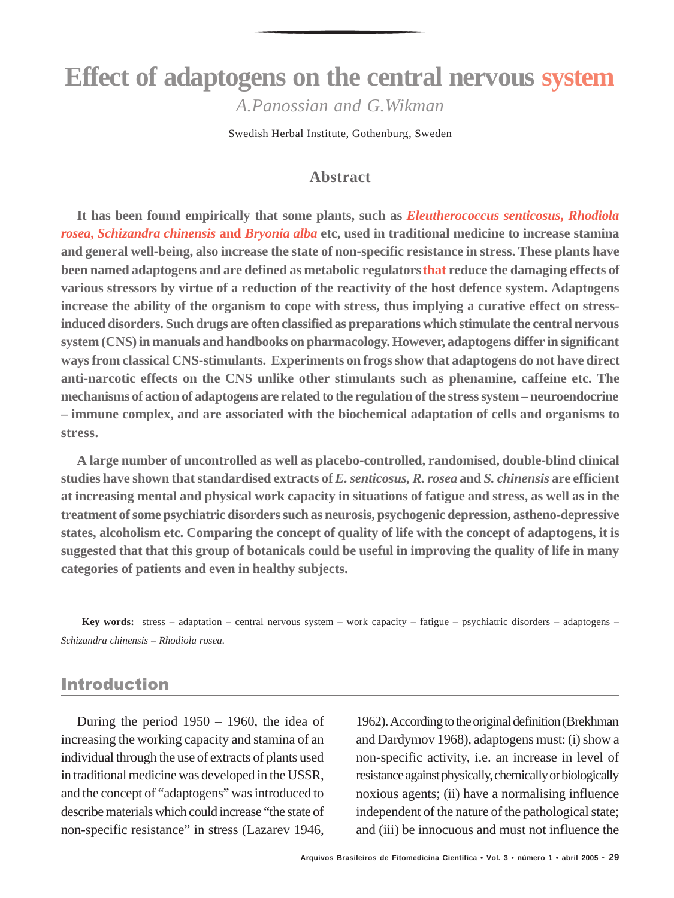# Effect of adaptogens on the central nervous system

*A.Panossian and G.Wikman*

Swedish Herbal Institute, Gothenburg, Sweden

## Abstract

**It has been found empirically that some plants, such as *Eleutherococcus senticosus, Rhodiola rosea, Schizandra chinensis* and *Bryonia alba* etc, used in traditional medicine to increase stamina and general well-being, also increase the state of non-specific resistance in stress. These plants have been named adaptogens and are defined as metabolic regulators that reduce the damaging effects of various stressors by virtue of a reduction of the reactivity of the host defence system. Adaptogens increase the ability of the organism to cope with stress, thus implying a curative effect on stress-induced disorders. Such drugs are often classified as preparations which stimulate the central nervous system (CNS) in manuals and handbooks on pharmacology. However, adaptogens differ in significant ways from classical CNS-stimulants. Experiments on frogs show that adaptogens do not have direct anti-narcotic effects on the CNS unlike other stimulants such as phenamine, caffeine etc. The mechanisms of action of adaptogens are related to the regulation of the stress system – neuroendocrine – immune complex, and are associated with the biochemical adaptation of cells and organisms to stress.**

**A large number of uncontrolled as well as placebo-controlled, randomised, double-blind clinical studies have shown that standardised extracts of *E. senticosus, R. rosea* and *S. chinensis* are efficient at increasing mental and physical work capacity in situations of fatigue and stress, as well as in the treatment of some psychiatric disorders such as neurosis, psychogenic depression, astheno-depressive states, alcoholism etc. Comparing the concept of quality of life with the concept of adaptogens, it is suggested that that this group of botanicals could be useful in improving the quality of life in many categories of patients and even in healthy subjects.**

**Key words:** stress – adaptation – central nervous system – work capacity – fatigue – psychiatric disorders – adaptogens – *Schizandra chinensis* – *Rhodiola rosea*.

## Introduction

During the period 1950 – 1960, the idea of increasing the working capacity and stamina of an individual through the use of extracts of plants used in traditional medicine was developed in the USSR, and the concept of "adaptogens" was introduced to describe materials which could increase "the state of non-specific resistance" in stress (Lazarev 1946, 1962). According to the original definition (Brekhman and Dardymov 1968), adaptogens must: (i) show a non-specific activity, i.e. an increase in level of resistance against physically, chemically or biologically noxious agents; (ii) have a normalising influence independent of the nature of the pathological state; and (iii) be innocuous and must not influence the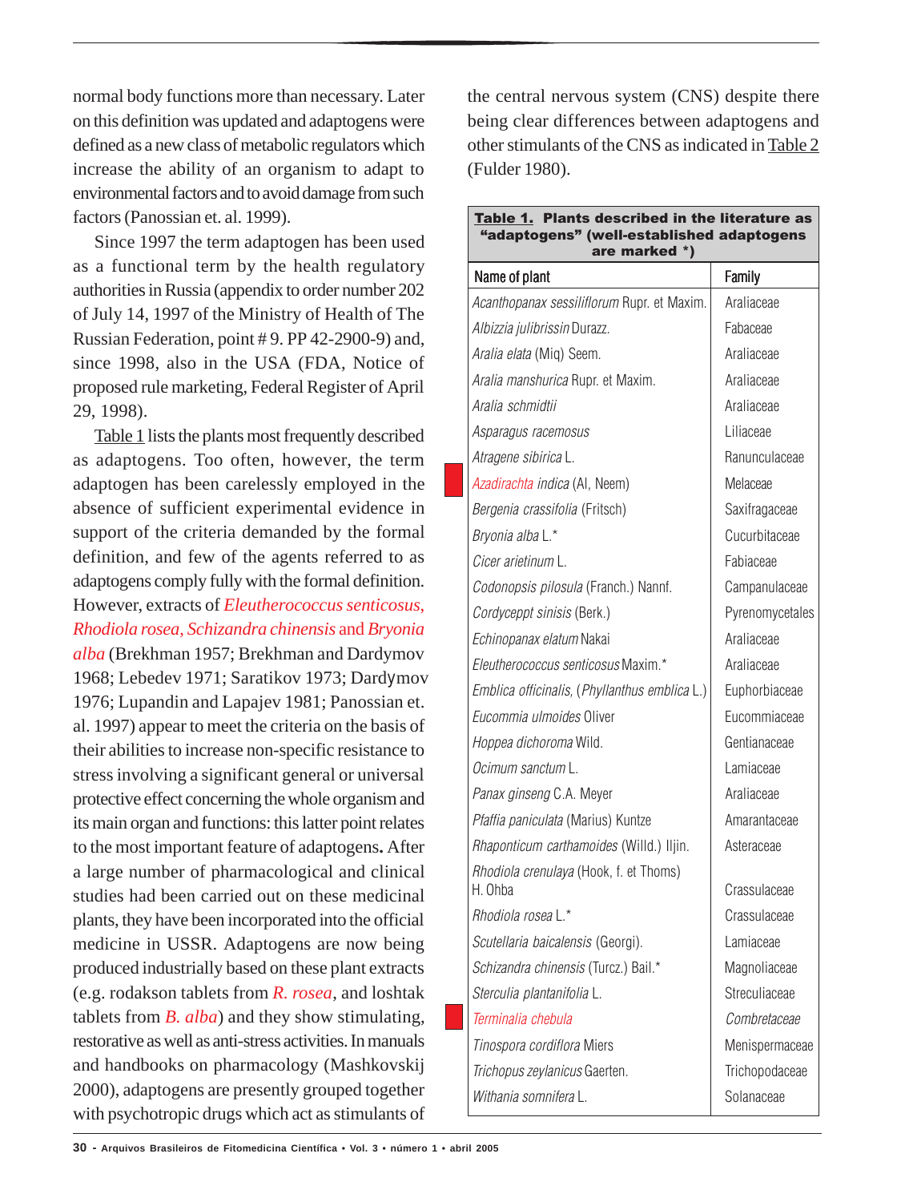normal body functions more than necessary. Later on this definition was updated and adaptogens were defined as a new class of metabolic regulators which increase the ability of an organism to adapt to environmental factors and to avoid damage from such factors (Panossian et. al. 1999).

Since 1997 the term adaptogen has been used as a functional term by the health regulatory authorities in Russia (appendix to order number 202 of July 14, 1997 of the Ministry of Health of The Russian Federation, point # 9. PP 42-2900-9) and, since 1998, also in the USA (FDA, Notice of proposed rule marketing, Federal Register of April 29, 1998).

Table 1 lists the plants most frequently described as adaptogens. Too often, however, the term adaptogen has been carelessly employed in the absence of sufficient experimental evidence in support of the criteria demanded by the formal definition, and few of the agents referred to as adaptogens comply fully with the formal definition. However, extracts of *Eleutherococcus senticosus, Rhodiola rosea, Schizandra chinensis* and *Bryonia alba* (Brekhman 1957; Brekhman and Dardymov 1968; Lebedev 1971; Saratikov 1973; Dardymov 1976; Lupandin and Lapajev 1981; Panossian et. al. 1997) appear to meet the criteria on the basis of their abilities to increase non-specific resistance to stress involving a significant general or universal protective effect concerning the whole organism and its main organ and functions: this latter point relates to the most important feature of adaptogens**.** After a large number of pharmacological and clinical studies had been carried out on these medicinal plants, they have been incorporated into the official medicine in USSR. Adaptogens are now being produced industrially based on these plant extracts (e.g. rodakson tablets from *R. rosea*, and loshtak tablets from *B. alba*) and they show stimulating, restorative as well as anti-stress activities. In manuals and handbooks on pharmacology (Mashkovskij 2000), adaptogens are presently grouped together with psychotropic drugs which act as stimulants of the central nervous system (CNS) despite there being clear differences between adaptogens and other stimulants of the CNS as indicated in Table 2 (Fulder 1980).

**Table 1. Plants described in the literature as "adaptogens" (well-established adaptogens are marked \*)**

| Name of plant | Family |
|---|---|
| *Acanthopanax sessiliflorum* Rupr. et Maxim. | Araliaceae |
| *Albizzia julibrissin* Durazz. | Fabaceae |
| *Aralia elata* (Miq) Seem. | Araliaceae |
| *Aralia manshurica* Rupr. et Maxim. | Araliaceae |
| *Aralia schmidtii* | Araliaceae |
| *Asparagus racemosus* | Liliaceae |
| *Atragene sibirica* L. | Ranunculaceae |
| *Azadirachta indica* (Al, Neem) | Meliaceae |
| *Bergenia crassifolia* (Fritsch) | Saxifragaceae |
| *Bryonia alba* L.* | Cucurbitaceae |
| *Cicer arietinum* L. | Fabiaceae |
| *Codonopsis pilosula* (Franch.) Nannf. | Campanulaceae |
| *Cordyceppt sinisis* (Berk.) | Pyrenomycetales |
| *Echinopanax elatum* Nakai | Araliaceae |
| *Eleutherococcus senticosus* Maxim.* | Araliaceae |
| *Emblica officinalis*, (*Phyllanthus emblica* L.) | Euphorbiaceae |
| *Eucommia ulmoides* Oliver | Eucommiaceae |
| *Hoppea dichoroma* Wild. | Gentianaceae |
| *Ocimum sanctum* L. | Lamiaceae |
| *Panax ginseng* C.A. Meyer | Araliaceae |
| *Pfaffia paniculata* (Marius) Kuntze | Amarantaceae |
| *Rhaponticum carthamoides* (Willd.) Iljin. | Asteraceae |
| *Rhodiola crenulaya* (Hook, f. et Thoms) H. Ohba | Crassulaceae |
| *Rhodiola rosea* L.* | Crassulaceae |
| *Scutellaria baicalensis* (Georgi). | Lamiaceae |
| *Schizandra chinensis* (Turcz.) Bail.* | Magnoliaceae |
| *Sterculia plantanifolia* L. | Streculiaceae |
| *Terminalia chebula* | *Combretaceae* |
| *Tinospora cordiflora* Miers | Menispermaceae |
| *Trichopus zeylanicus* Gaerten. | Trichopodaceae |
| *Withania somnifera* L. | Solanaceae |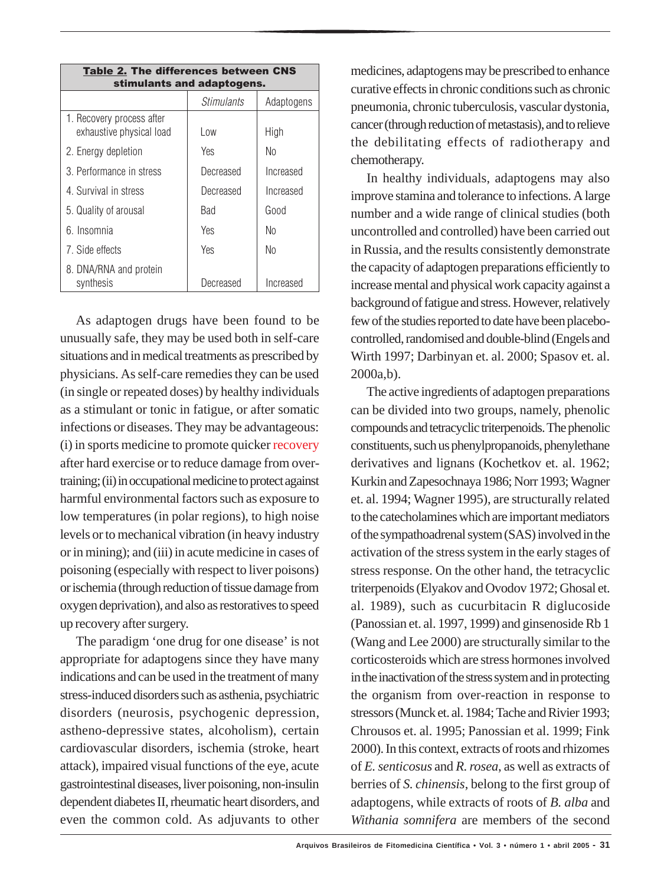**Table 2.** The differences between CNS stimulants and adaptogens.

| | *Stimulants* | Adaptogens |
|---|---|---|
| 1. Recovery process after exhaustive physical load | Low | High |
| 2. Energy depletion | Yes | No |
| 3. Performance in stress | Decreased | Increased |
| 4. Survival in stress | Decreased | Increased |
| 5. Quality of arousal | Bad | Good |
| 6. Insomnia | Yes | No |
| 7. Side effects | Yes | No |
| 8. DNA/RNA and protein synthesis | Decreased | Increased |

As adaptogen drugs have been found to be unusually safe, they may be used both in self-care situations and in medical treatments as prescribed by physicians. As self-care remedies they can be used (in single or repeated doses) by healthy individuals as a stimulant or tonic in fatigue, or after somatic infections or diseases. They may be advantageous: (i) in sports medicine to promote quicker recovery after hard exercise or to reduce damage from over-training; (ii) in occupational medicine to protect against harmful environmental factors such as exposure to low temperatures (in polar regions), to high noise levels or to mechanical vibration (in heavy industry or in mining); and (iii) in acute medicine in cases of poisoning (especially with respect to liver poisons) or ischemia (through reduction of tissue damage from oxygen deprivation), and also as restoratives to speed up recovery after surgery.

The paradigm 'one drug for one disease' is not appropriate for adaptogens since they have many indications and can be used in the treatment of many stress-induced disorders such as asthenia, psychiatric disorders (neurosis, psychogenic depression, astheno-depressive states, alcoholism), certain cardiovascular disorders, ischemia (stroke, heart attack), impaired visual functions of the eye, acute gastrointestinal diseases, liver poisoning, non-insulin dependent diabetes II, rheumatic heart disorders, and even the common cold. As adjuvants to other medicines, adaptogens may be prescribed to enhance curative effects in chronic conditions such as chronic pneumonia, chronic tuberculosis, vascular dystonia, cancer (through reduction of metastasis), and to relieve the debilitating effects of radiotherapy and chemotherapy.

In healthy individuals, adaptogens may also improve stamina and tolerance to infections. A large number and a wide range of clinical studies (both uncontrolled and controlled) have been carried out in Russia, and the results consistently demonstrate the capacity of adaptogen preparations efficiently to increase mental and physical work capacity against a background of fatigue and stress. However, relatively few of the studies reported to date have been placebo-controlled, randomised and double-blind (Engels and Wirth 1997; Darbinyan et. al. 2000; Spasov et. al. 2000a,b).

The active ingredients of adaptogen preparations can be divided into two groups, namely, phenolic compounds and tetracyclic triterpenoids. The phenolic constituents, such us phenylpropanoids, phenylethane derivatives and lignans (Kochetkov et. al. 1962; Kurkin and Zapesochnaya 1986; Norr 1993; Wagner et. al. 1994; Wagner 1995), are structurally related to the catecholamines which are important mediators of the sympathoadrenal system (SAS) involved in the activation of the stress system in the early stages of stress response. On the other hand, the tetracyclic triterpenoids (Elyakov and Ovodov 1972; Ghosal et. al. 1989), such as cucurbitacin R diglucoside (Panossian et. al. 1997, 1999) and ginsenoside Rb 1 (Wang and Lee 2000) are structurally similar to the corticosteroids which are stress hormones involved in the inactivation of the stress system and in protecting the organism from over-reaction in response to stressors (Munck et. al. 1984; Tache and Rivier 1993; Chrousos et. al. 1995; Panossian et al. 1999; Fink 2000). In this context, extracts of roots and rhizomes of *E. senticosus* and *R. rosea*, as well as extracts of berries of *S. chinensis*, belong to the first group of adaptogens, while extracts of roots of *B. alba* and *Withania somnifera* are members of the second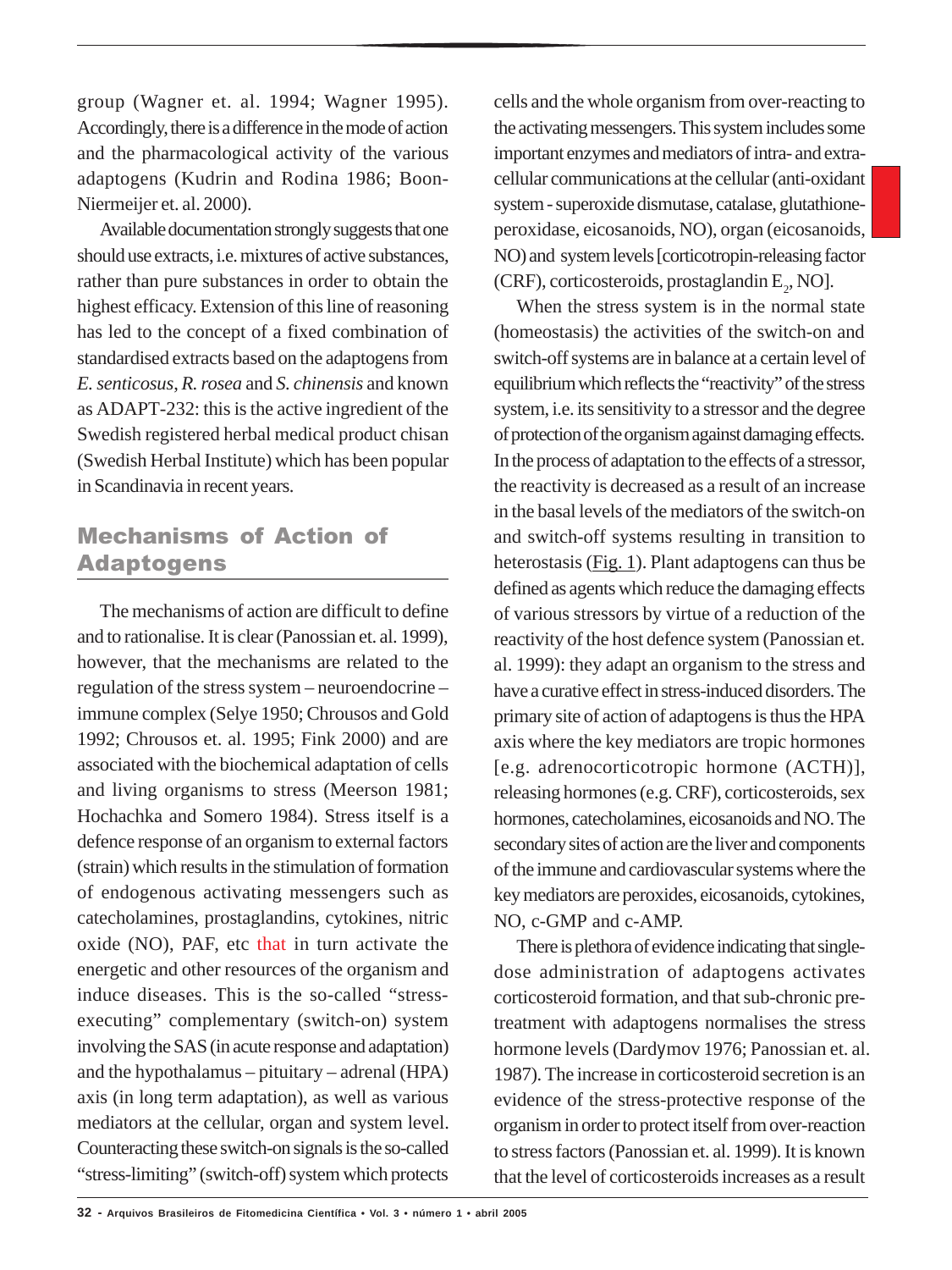group (Wagner et. al. 1994; Wagner 1995). Accordingly, there is a difference in the mode of action and the pharmacological activity of the various adaptogens (Kudrin and Rodina 1986; Boon-Niermeijer et. al. 2000).

Available documentation strongly suggests that one should use extracts, i.e. mixtures of active substances, rather than pure substances in order to obtain the highest efficacy. Extension of this line of reasoning has led to the concept of a fixed combination of standardised extracts based on the adaptogens from *E. senticosus*, *R. rosea* and *S. chinensis* and known as ADAPT-232: this is the active ingredient of the Swedish registered herbal medical product chisan (Swedish Herbal Institute) which has been popular in Scandinavia in recent years.

## Mechanisms of Action of Adaptogens

The mechanisms of action are difficult to define and to rationalise. It is clear (Panossian et. al. 1999), however, that the mechanisms are related to the regulation of the stress system – neuroendocrine – immune complex (Selye 1950; Chrousos and Gold 1992; Chrousos et. al. 1995; Fink 2000) and are associated with the biochemical adaptation of cells and living organisms to stress (Meerson 1981; Hochachka and Somero 1984). Stress itself is a defence response of an organism to external factors (strain) which results in the stimulation of formation of endogenous activating messengers such as catecholamines, prostaglandins, cytokines, nitric oxide (NO), PAF, etc that in turn activate the energetic and other resources of the organism and induce diseases. This is the so-called "stress-executing" complementary (switch-on) system involving the SAS (in acute response and adaptation) and the hypothalamus – pituitary – adrenal (HPA) axis (in long term adaptation), as well as various mediators at the cellular, organ and system level. Counteracting these switch-on signals is the so-called "stress-limiting" (switch-off) system which protects cells and the whole organism from over-reacting to the activating messengers. This system includes some important enzymes and mediators of intra- and extra-cellular communications at the cellular (anti-oxidant system - superoxide dismutase, catalase, glutathione-peroxidase, eicosanoids, NO), organ (eicosanoids, NO) and system levels [corticotropin-releasing factor (CRF), corticosteroids, prostaglandin $E_2$, NO].

When the stress system is in the normal state (homeostasis) the activities of the switch-on and switch-off systems are in balance at a certain level of equilibrium which reflects the "reactivity" of the stress system, i.e. its sensitivity to a stressor and the degree of protection of the organism against damaging effects. In the process of adaptation to the effects of a stressor, the reactivity is decreased as a result of an increase in the basal levels of the mediators of the switch-on and switch-off systems resulting in transition to heterostasis (Fig. 1). Plant adaptogens can thus be defined as agents which reduce the damaging effects of various stressors by virtue of a reduction of the reactivity of the host defence system (Panossian et. al. 1999): they adapt an organism to the stress and have a curative effect in stress-induced disorders. The primary site of action of adaptogens is thus the HPA axis where the key mediators are tropic hormones [e.g. adrenocorticotropic hormone (ACTH)], releasing hormones (e.g. CRF), corticosteroids, sex hormones, catecholamines, eicosanoids and NO. The secondary sites of action are the liver and components of the immune and cardiovascular systems where the key mediators are peroxides, eicosanoids, cytokines, NO, c-GMP and c-AMP.

There is plethora of evidence indicating that single-dose administration of adaptogens activates corticosteroid formation, and that sub-chronic pre-treatment with adaptogens normalises the stress hormone levels (Dardymov 1976; Panossian et. al. 1987). The increase in corticosteroid secretion is an evidence of the stress-protective response of the organism in order to protect itself from over-reaction to stress factors (Panossian et. al. 1999). It is known that the level of corticosteroids increases as a result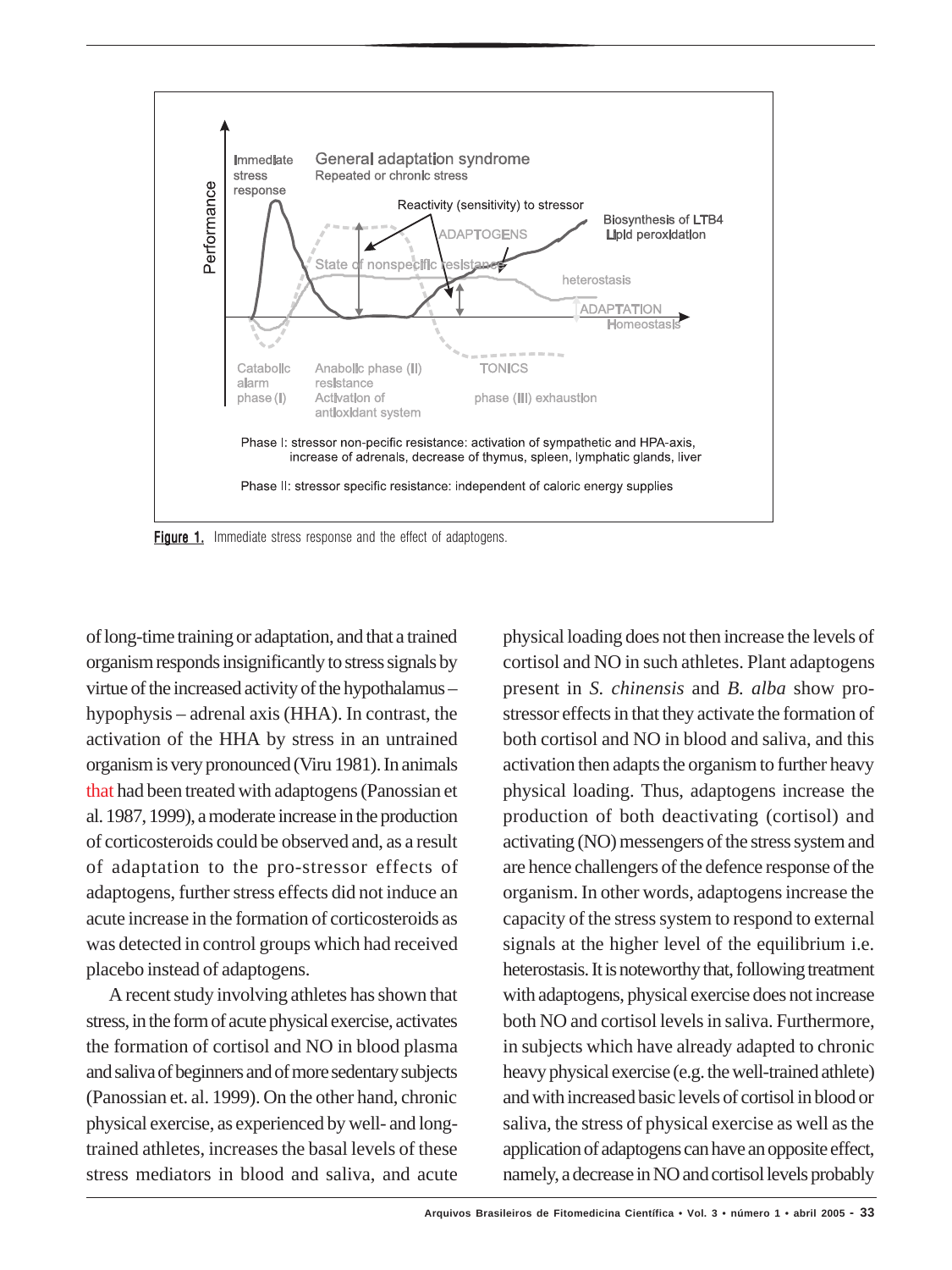Figure 1. Immediate stress response and the effect of adaptogens.

of long-time training or adaptation, and that a trained organism responds insignificantly to stress signals by virtue of the increased activity of the hypothalamus – hypophysis – adrenal axis (HHA). In contrast, the activation of the HHA by stress in an untrained organism is very pronounced (Viru 1981). In animals that had been treated with adaptogens (Panossian et al. 1987, 1999), a moderate increase in the production of corticosteroids could be observed and, as a result of adaptation to the pro-stressor effects of adaptogens, further stress effects did not induce an acute increase in the formation of corticosteroids as was detected in control groups which had received placebo instead of adaptogens.

A recent study involving athletes has shown that stress, in the form of acute physical exercise, activates the formation of cortisol and NO in blood plasma and saliva of beginners and of more sedentary subjects (Panossian et. al. 1999). On the other hand, chronic physical exercise, as experienced by well- and long-trained athletes, increases the basal levels of these stress mediators in blood and saliva, and acute physical loading does not then increase the levels of cortisol and NO in such athletes. Plant adaptogens present in *S. chinensis* and *B. alba* show pro-stressor effects in that they activate the formation of both cortisol and NO in blood and saliva, and this activation then adapts the organism to further heavy physical loading. Thus, adaptogens increase the production of both deactivating (cortisol) and activating (NO) messengers of the stress system and are hence challengers of the defence response of the organism. In other words, adaptogens increase the capacity of the stress system to respond to external signals at the higher level of the equilibrium i.e. heterostasis. It is noteworthy that, following treatment with adaptogens, physical exercise does not increase both NO and cortisol levels in saliva. Furthermore, in subjects which have already adapted to chronic heavy physical exercise (e.g. the well-trained athlete) and with increased basic levels of cortisol in blood or saliva, the stress of physical exercise as well as the application of adaptogens can have an opposite effect, namely, a decrease in NO and cortisol levels probably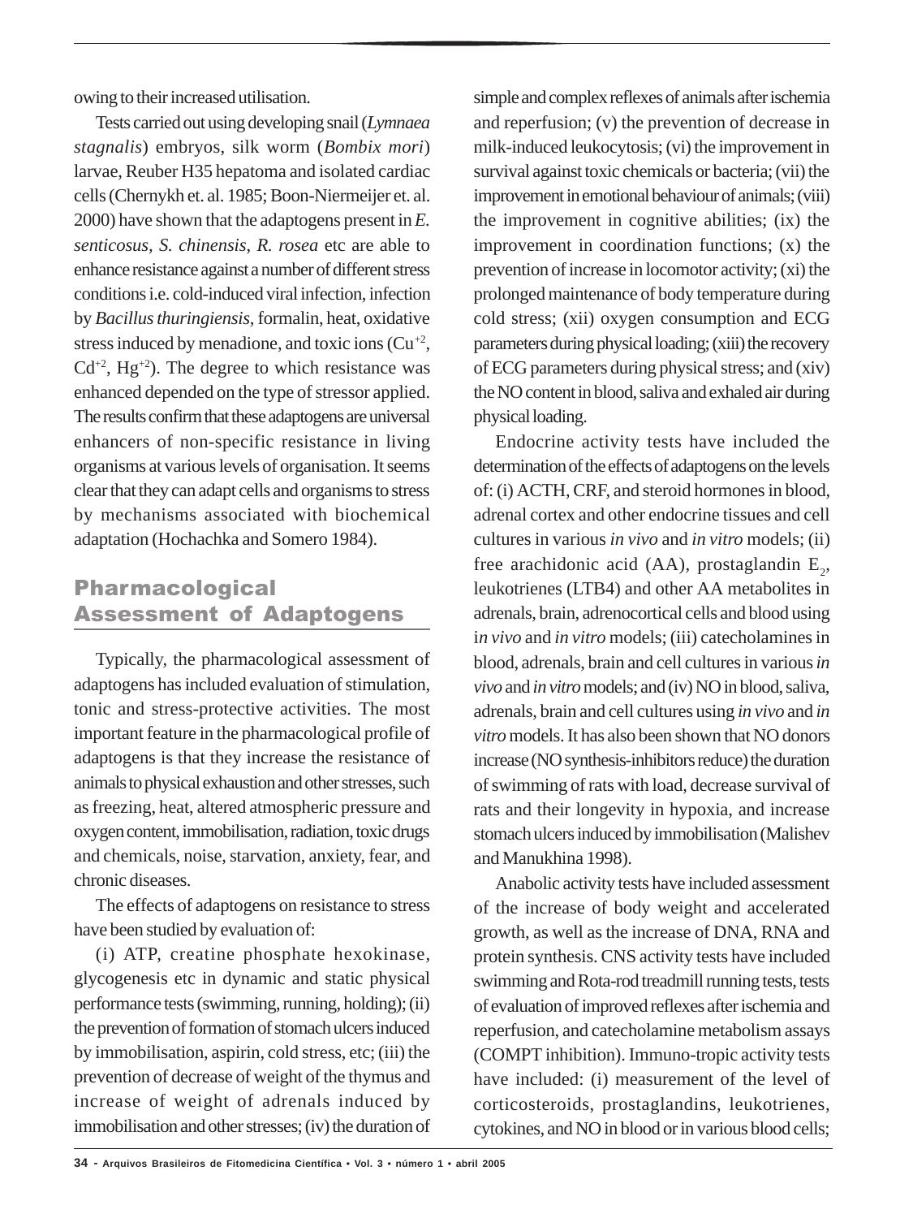owing to their increased utilisation.

Tests carried out using developing snail (*Lymnaea stagnalis*) embryos, silk worm (*Bombix mori*) larvae, Reuber H35 hepatoma and isolated cardiac cells (Chernykh et. al. 1985; Boon-Niermeijer et. al. 2000) have shown that the adaptogens present in *E. senticosus*, *S. chinensis*, *R. rosea* etc are able to enhance resistance against a number of different stress conditions i.e. cold-induced viral infection, infection by *Bacillus thuringiensis*, formalin, heat, oxidative stress induced by menadione, and toxic ions ($Cu^{+2}$, $Cd^{+2}$, $Hg^{+2}$). The degree to which resistance was enhanced depended on the type of stressor applied. The results confirm that these adaptogens are universal enhancers of non-specific resistance in living organisms at various levels of organisation. It seems clear that they can adapt cells and organisms to stress by mechanisms associated with biochemical adaptation (Hochachka and Somero 1984).

## Pharmacological Assessment of Adaptogens

Typically, the pharmacological assessment of adaptogens has included evaluation of stimulation, tonic and stress-protective activities. The most important feature in the pharmacological profile of adaptogens is that they increase the resistance of animals to physical exhaustion and other stresses, such as freezing, heat, altered atmospheric pressure and oxygen content, immobilisation, radiation, toxic drugs and chemicals, noise, starvation, anxiety, fear, and chronic diseases.

The effects of adaptogens on resistance to stress have been studied by evaluation of:

(i) ATP, creatine phosphate hexokinase, glycogenesis etc in dynamic and static physical performance tests (swimming, running, holding); (ii) the prevention of formation of stomach ulcers induced by immobilisation, aspirin, cold stress, etc; (iii) the prevention of decrease of weight of the thymus and increase of weight of adrenals induced by immobilisation and other stresses; (iv) the duration of simple and complex reflexes of animals after ischemia and reperfusion; (v) the prevention of decrease in milk-induced leukocytosis; (vi) the improvement in survival against toxic chemicals or bacteria; (vii) the improvement in emotional behaviour of animals; (viii) the improvement in cognitive abilities; (ix) the improvement in coordination functions; (x) the prevention of increase in locomotor activity; (xi) the prolonged maintenance of body temperature during cold stress; (xii) oxygen consumption and ECG parameters during physical loading; (xiii) the recovery of ECG parameters during physical stress; and (xiv) the NO content in blood, saliva and exhaled air during physical loading.

Endocrine activity tests have included the determination of the effects of adaptogens on the levels of: (i) ACTH, CRF, and steroid hormones in blood, adrenal cortex and other endocrine tissues and cell cultures in various *in vivo* and *in vitro* models; (ii) free arachidonic acid (AA), prostaglandin $E_2$, leukotrienes (LTB4) and other AA metabolites in adrenals, brain, adrenocortical cells and blood using *in vivo* and *in vitro* models; (iii) catecholamines in blood, adrenals, brain and cell cultures in various *in vivo* and *in vitro* models; and (iv) NO in blood, saliva, adrenals, brain and cell cultures using *in vivo* and *in vitro* models. It has also been shown that NO donors increase (NO synthesis-inhibitors reduce) the duration of swimming of rats with load, decrease survival of rats and their longevity in hypoxia, and increase stomach ulcers induced by immobilisation (Malishev and Manukhina 1998).

Anabolic activity tests have included assessment of the increase of body weight and accelerated growth, as well as the increase of DNA, RNA and protein synthesis. CNS activity tests have included swimming and Rota-rod treadmill running tests, tests of evaluation of improved reflexes after ischemia and reperfusion, and catecholamine metabolism assays (COMPT inhibition). Immuno-tropic activity tests have included: (i) measurement of the level of corticosteroids, prostaglandins, leukotrienes, cytokines, and NO in blood or in various blood cells;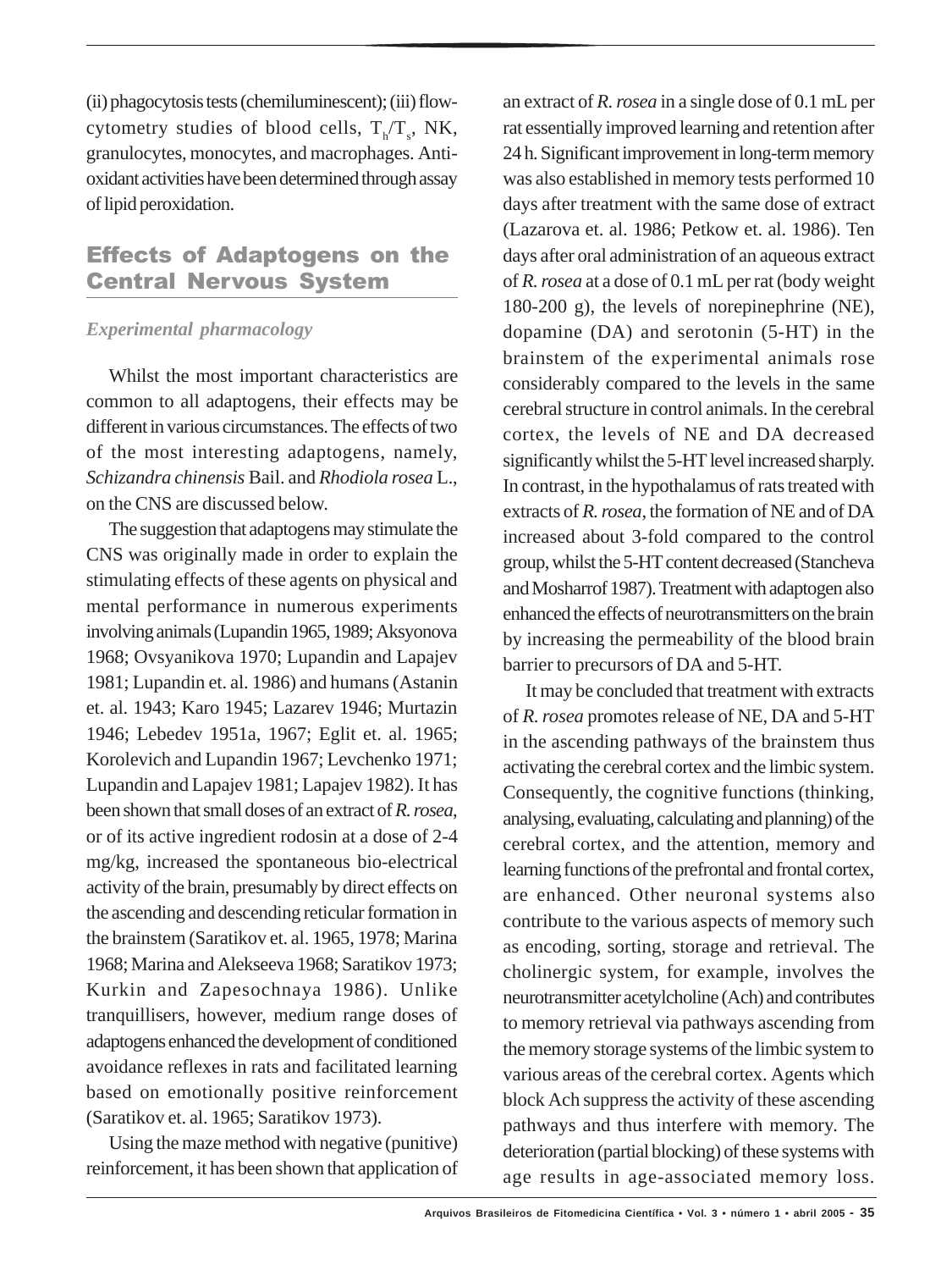(ii) phagocytosis tests (chemiluminescent); (iii) flow-cytometry studies of blood cells, $T_h/T_s$, NK, granulocytes, monocytes, and macrophages. Anti-oxidant activities have been determined through assay of lipid peroxidation.

## Effects of Adaptogens on the Central Nervous System

### *Experimental pharmacology*

Whilst the most important characteristics are common to all adaptogens, their effects may be different in various circumstances. The effects of two of the most interesting adaptogens, namely, *Schizandra chinensis* Bail. and *Rhodiola rosea* L., on the CNS are discussed below.

The suggestion that adaptogens may stimulate the CNS was originally made in order to explain the stimulating effects of these agents on physical and mental performance in numerous experiments involving animals (Lupandin 1965, 1989; Aksyonova 1968; Ovsyanikova 1970; Lupandin and Lapajev 1981; Lupandin et. al. 1986) and humans (Astanin et. al. 1943; Karo 1945; Lazarev 1946; Murtazin 1946; Lebedev 1951a, 1967; Eglit et. al. 1965; Korolevich and Lupandin 1967; Levchenko 1971; Lupandin and Lapajev 1981; Lapajev 1982). It has been shown that small doses of an extract of *R. rosea*, or of its active ingredient rodosin at a dose of 2-4 mg/kg, increased the spontaneous bio-electrical activity of the brain, presumably by direct effects on the ascending and descending reticular formation in the brainstem (Saratikov et. al. 1965, 1978; Marina 1968; Marina and Alekseeva 1968; Saratikov 1973; Kurkin and Zapesochnaya 1986). Unlike tranquillisers, however, medium range doses of adaptogens enhanced the development of conditioned avoidance reflexes in rats and facilitated learning based on emotionally positive reinforcement (Saratikov et. al. 1965; Saratikov 1973).

Using the maze method with negative (punitive) reinforcement, it has been shown that application of an extract of *R. rosea* in a single dose of 0.1 mL per rat essentially improved learning and retention after 24 h. Significant improvement in long-term memory was also established in memory tests performed 10 days after treatment with the same dose of extract (Lazarova et. al. 1986; Petkow et. al. 1986). Ten days after oral administration of an aqueous extract of *R. rosea* at a dose of 0.1 mL per rat (body weight 180-200 g), the levels of norepinephrine (NE), dopamine (DA) and serotonin (5-HT) in the brainstem of the experimental animals rose considerably compared to the levels in the same cerebral structure in control animals. In the cerebral cortex, the levels of NE and DA decreased significantly whilst the 5-HT level increased sharply. In contrast, in the hypothalamus of rats treated with extracts of *R. rosea*, the formation of NE and of DA increased about 3-fold compared to the control group, whilst the 5-HT content decreased (Stancheva and Mosharrof 1987). Treatment with adaptogen also enhanced the effects of neurotransmitters on the brain by increasing the permeability of the blood brain barrier to precursors of DA and 5-HT.

It may be concluded that treatment with extracts of *R. rosea* promotes release of NE, DA and 5-HT in the ascending pathways of the brainstem thus activating the cerebral cortex and the limbic system. Consequently, the cognitive functions (thinking, analysing, evaluating, calculating and planning) of the cerebral cortex, and the attention, memory and learning functions of the prefrontal and frontal cortex, are enhanced. Other neuronal systems also contribute to the various aspects of memory such as encoding, sorting, storage and retrieval. The cholinergic system, for example, involves the neurotransmitter acetylcholine (Ach) and contributes to memory retrieval via pathways ascending from the memory storage systems of the limbic system to various areas of the cerebral cortex. Agents which block Ach suppress the activity of these ascending pathways and thus interfere with memory. The deterioration (partial blocking) of these systems with age results in age-associated memory loss.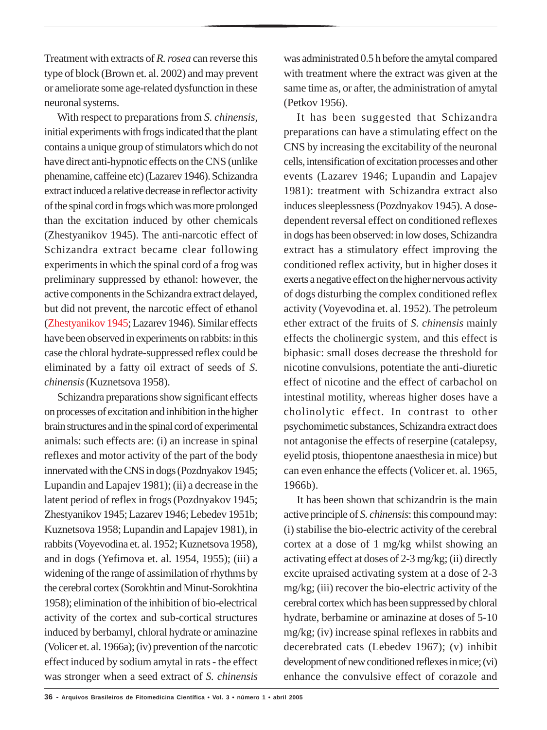Treatment with extracts of *R. rosea* can reverse this type of block (Brown et. al. 2002) and may prevent or ameliorate some age-related dysfunction in these neuronal systems.

With respect to preparations from *S. chinensis*, initial experiments with frogs indicated that the plant contains a unique group of stimulators which do not have direct anti-hypnotic effects on the CNS (unlike phenamine, caffeine etc) (Lazarev 1946). Schizandra extract induced a relative decrease in reflector activity of the spinal cord in frogs which was more prolonged than the excitation induced by other chemicals (Zhestyanikov 1945). The anti-narcotic effect of Schizandra extract became clear following experiments in which the spinal cord of a frog was preliminary suppressed by ethanol: however, the active components in the Schizandra extract delayed, but did not prevent, the narcotic effect of ethanol (Zhestyanikov 1945; Lazarev 1946). Similar effects have been observed in experiments on rabbits: in this case the chloral hydrate-suppressed reflex could be eliminated by a fatty oil extract of seeds of *S. chinensis* (Kuznetsova 1958).

Schizandra preparations show significant effects on processes of excitation and inhibition in the higher brain structures and in the spinal cord of experimental animals: such effects are: (i) an increase in spinal reflexes and motor activity of the part of the body innervated with the CNS in dogs (Pozdnyakov 1945; Lupandin and Lapajev 1981); (ii) a decrease in the latent period of reflex in frogs (Pozdnyakov 1945; Zhestyanikov 1945; Lazarev 1946; Lebedev 1951b; Kuznetsova 1958; Lupandin and Lapajev 1981), in rabbits (Voyevodina et. al. 1952; Kuznetsova 1958), and in dogs (Yefimova et. al. 1954, 1955); (iii) a widening of the range of assimilation of rhythms by the cerebral cortex (Sorokhtin and Minut-Sorokhtina 1958); elimination of the inhibition of bio-electrical activity of the cortex and sub-cortical structures induced by berbamyl, chloral hydrate or aminazine (Volicer et. al. 1966a); (iv) prevention of the narcotic effect induced by sodium amytal in rats - the effect was stronger when a seed extract of *S. chinensis* was administrated 0.5 h before the amytal compared with treatment where the extract was given at the same time as, or after, the administration of amytal (Petkov 1956).

It has been suggested that Schizandra preparations can have a stimulating effect on the CNS by increasing the excitability of the neuronal cells, intensification of excitation processes and other events (Lazarev 1946; Lupandin and Lapajev 1981): treatment with Schizandra extract also induces sleeplessness (Pozdnyakov 1945). A dose-dependent reversal effect on conditioned reflexes in dogs has been observed: in low doses, Schizandra extract has a stimulatory effect improving the conditioned reflex activity, but in higher doses it exerts a negative effect on the higher nervous activity of dogs disturbing the complex conditioned reflex activity (Voyevodina et. al. 1952). The petroleum ether extract of the fruits of *S. chinensis* mainly effects the cholinergic system, and this effect is biphasic: small doses decrease the threshold for nicotine convulsions, potentiate the anti-diuretic effect of nicotine and the effect of carbachol on intestinal motility, whereas higher doses have a cholinolytic effect. In contrast to other psychomimetic substances, Schizandra extract does not antagonise the effects of reserpine (catalepsy, eyelid ptosis, thiopentone anaesthesia in mice) but can even enhance the effects (Volicer et. al. 1965, 1966b).

It has been shown that schizandrin is the main active principle of *S. chinensis*: this compound may: (i) stabilise the bio-electric activity of the cerebral cortex at a dose of 1 mg/kg whilst showing an activating effect at doses of 2-3 mg/kg; (ii) directly excite upraised activating system at a dose of 2-3 mg/kg; (iii) recover the bio-electric activity of the cerebral cortex which has been suppressed by chloral hydrate, berbamine or aminazine at doses of 5-10 mg/kg; (iv) increase spinal reflexes in rabbits and decerebrated cats (Lebedev 1967); (v) inhibit development of new conditioned reflexes in mice; (vi) enhance the convulsive effect of corazole and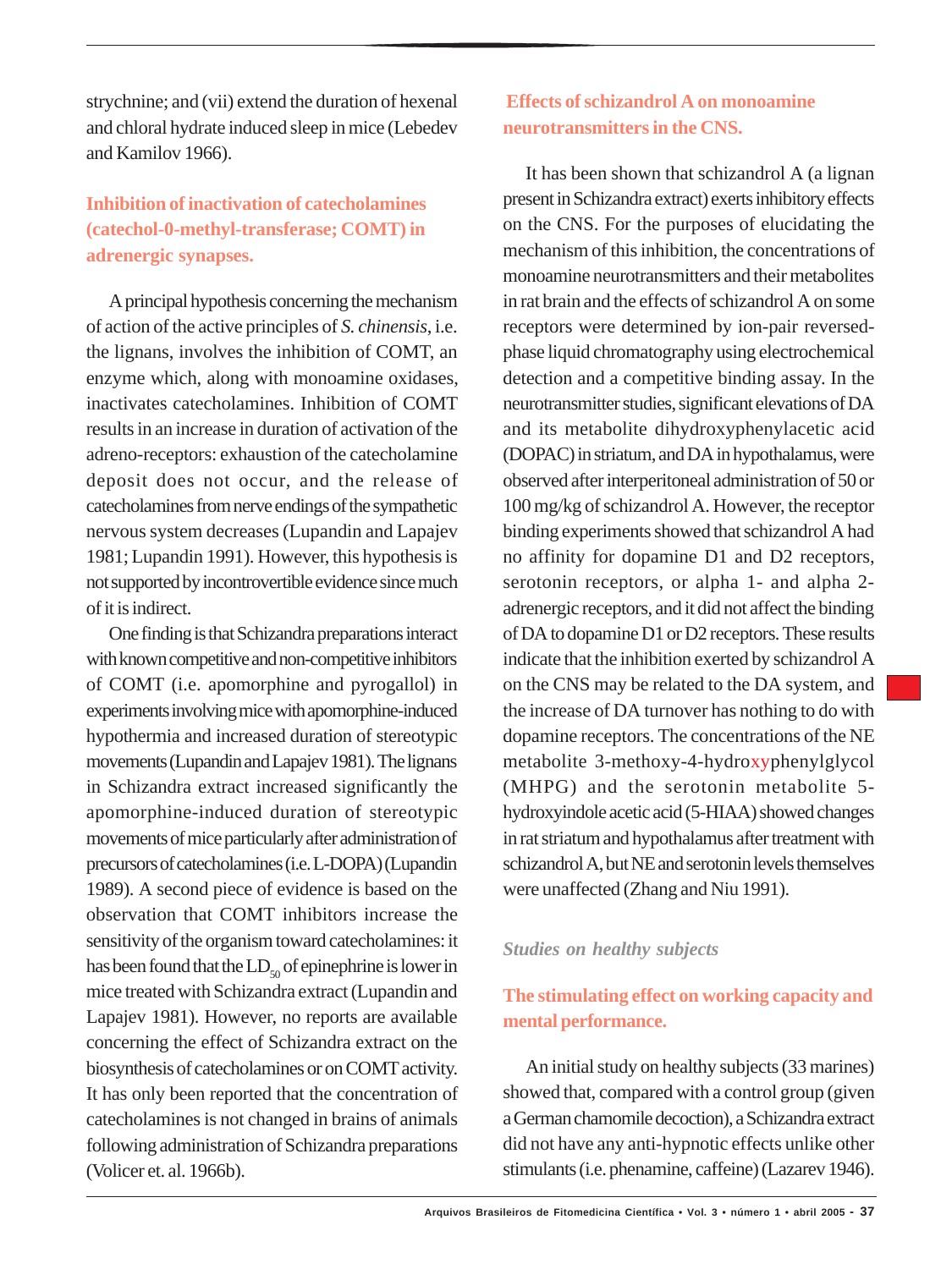strychnine; and (vii) extend the duration of hexenal and chloral hydrate induced sleep in mice (Lebedev and Kamilov 1966).

### Inhibition of inactivation of catecholamines (catechol-0-methyl-transferase; COMT) in adrenergic synapses.

A principal hypothesis concerning the mechanism of action of the active principles of *S. chinensis*, i.e. the lignans, involves the inhibition of COMT, an enzyme which, along with monoamine oxidases, inactivates catecholamines. Inhibition of COMT results in an increase in duration of activation of the adreno-receptors: exhaustion of the catecholamine deposit does not occur, and the release of catecholamines from nerve endings of the sympathetic nervous system decreases (Lupandin and Lapajev 1981; Lupandin 1991). However, this hypothesis is not supported by incontrovertible evidence since much of it is indirect.

One finding is that Schizandra preparations interact with known competitive and non-competitive inhibitors of COMT (i.e. apomorphine and pyrogallol) in experiments involving mice with apomorphine-induced hypothermia and increased duration of stereotypic movements (Lupandin and Lapajev 1981). The lignans in Schizandra extract increased significantly the apomorphine-induced duration of stereotypic movements of mice particularly after administration of precursors of catecholamines (i.e. L-DOPA) (Lupandin 1989). A second piece of evidence is based on the observation that COMT inhibitors increase the sensitivity of the organism toward catecholamines: it has been found that the $LD_{50}$ of epinephrine is lower in mice treated with Schizandra extract (Lupandin and Lapajev 1981). However, no reports are available concerning the effect of Schizandra extract on the biosynthesis of catecholamines or on COMT activity. It has only been reported that the concentration of catecholamines is not changed in brains of animals following administration of Schizandra preparations (Volicer et. al. 1966b).

### Effects of schizandrol A on monoamine neurotransmitters in the CNS.

It has been shown that schizandrol A (a lignan present in Schizandra extract) exerts inhibitory effects on the CNS. For the purposes of elucidating the mechanism of this inhibition, the concentrations of monoamine neurotransmitters and their metabolites in rat brain and the effects of schizandrol A on some receptors were determined by ion-pair reversed-phase liquid chromatography using electrochemical detection and a competitive binding assay. In the neurotransmitter studies, significant elevations of DA and its metabolite dihydroxyphenylacetic acid (DOPAC) in striatum, and DA in hypothalamus, were observed after interperitoneal administration of 50 or 100 mg/kg of schizandrol A. However, the receptor binding experiments showed that schizandrol A had no affinity for dopamine D1 and D2 receptors, serotonin receptors, or alpha 1- and alpha 2-adrenergic receptors, and it did not affect the binding of DA to dopamine D1 or D2 receptors. These results indicate that the inhibition exerted by schizandrol A on the CNS may be related to the DA system, and the increase of DA turnover has nothing to do with dopamine receptors. The concentrations of the NE metabolite 3-methoxy-4-hydroxyphenylglycol (MHPG) and the serotonin metabolite 5-hydroxyindole acetic acid (5-HIAA) showed changes in rat striatum and hypothalamus after treatment with schizandrol A, but NE and serotonin levels themselves were unaffected (Zhang and Niu 1991).

## *Studies on healthy subjects*

### The stimulating effect on working capacity and mental performance.

An initial study on healthy subjects (33 marines) showed that, compared with a control group (given a German chamomile decoction), a Schizandra extract did not have any anti-hypnotic effects unlike other stimulants (i.e. phenamine, caffeine) (Lazarev 1946).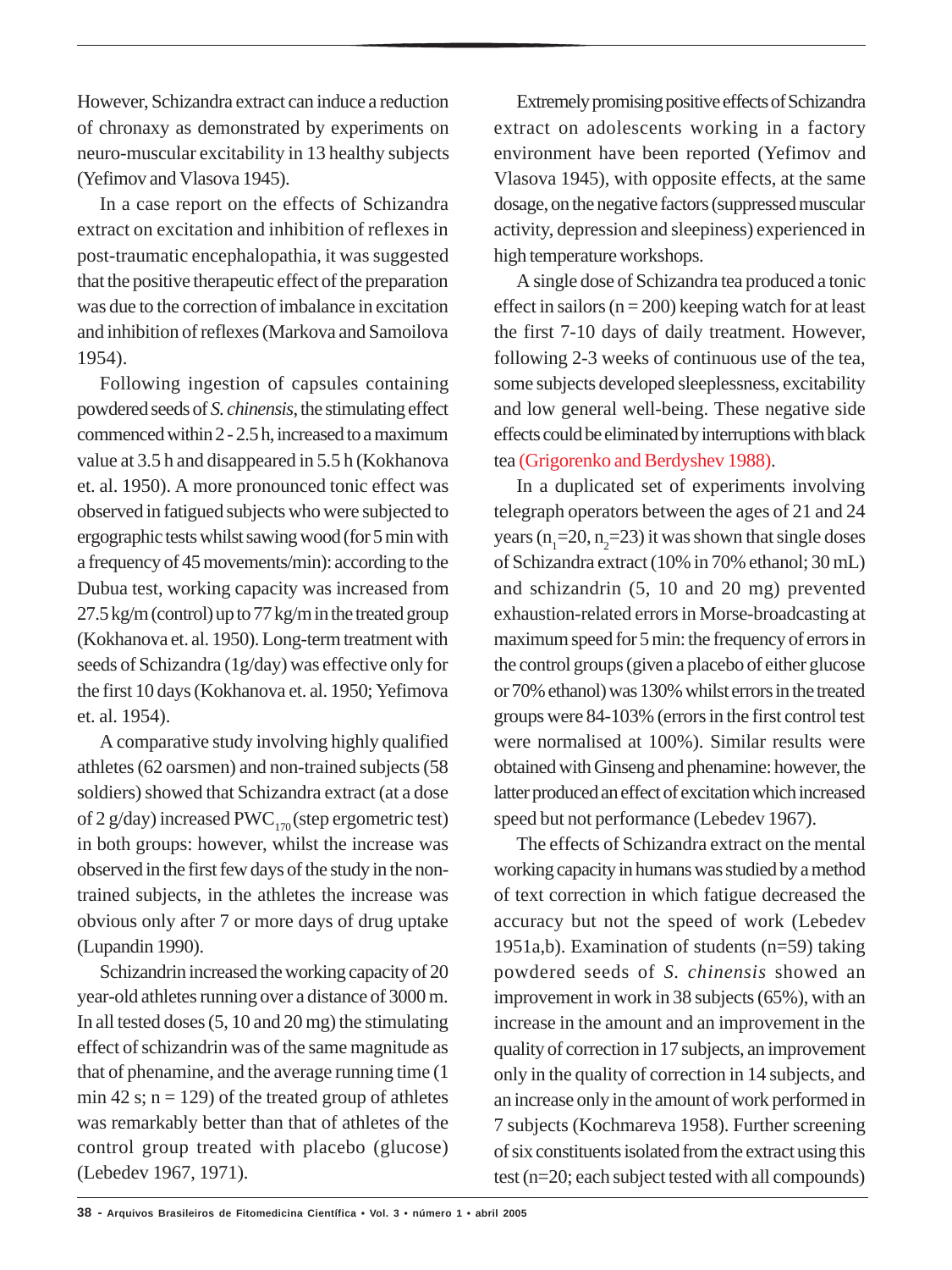However, Schizandra extract can induce a reduction of chronaxy as demonstrated by experiments on neuro-muscular excitability in 13 healthy subjects (Yefimov and Vlasova 1945).

In a case report on the effects of Schizandra extract on excitation and inhibition of reflexes in post-traumatic encephalopathia, it was suggested that the positive therapeutic effect of the preparation was due to the correction of imbalance in excitation and inhibition of reflexes (Markova and Samoilova 1954).

Following ingestion of capsules containing powdered seeds of *S. chinensis*, the stimulating effect commenced within 2 - 2.5 h, increased to a maximum value at 3.5 h and disappeared in 5.5 h (Kokhanova et. al. 1950). A more pronounced tonic effect was observed in fatigued subjects who were subjected to ergographic tests whilst sawing wood (for 5 min with a frequency of 45 movements/min): according to the Dubua test, working capacity was increased from 27.5 kg/m (control) up to 77 kg/m in the treated group (Kokhanova et. al. 1950). Long-term treatment with seeds of Schizandra (1g/day) was effective only for the first 10 days (Kokhanova et. al. 1950; Yefimova et. al. 1954).

A comparative study involving highly qualified athletes (62 oarsmen) and non-trained subjects (58 soldiers) showed that Schizandra extract (at a dose of 2 g/day) increased $PWC_{170}$ (step ergometric test) in both groups: however, whilst the increase was observed in the first few days of the study in the non-trained subjects, in the athletes the increase was obvious only after 7 or more days of drug uptake (Lupandin 1990).

Schizandrin increased the working capacity of 20 year-old athletes running over a distance of 3000 m. In all tested doses (5, 10 and 20 mg) the stimulating effect of schizandrin was of the same magnitude as that of phenamine, and the average running time (1 min 42 s; n = 129) of the treated group of athletes was remarkably better than that of athletes of the control group treated with placebo (glucose) (Lebedev 1967, 1971).

Extremely promising positive effects of Schizandra extract on adolescents working in a factory environment have been reported (Yefimov and Vlasova 1945), with opposite effects, at the same dosage, on the negative factors (suppressed muscular activity, depression and sleepiness) experienced in high temperature workshops.

A single dose of Schizandra tea produced a tonic effect in sailors (n = 200) keeping watch for at least the first 7-10 days of daily treatment. However, following 2-3 weeks of continuous use of the tea, some subjects developed sleeplessness, excitability and low general well-being. These negative side effects could be eliminated by interruptions with black tea (Grigorenko and Berdyshev 1988).

In a duplicated set of experiments involving telegraph operators between the ages of 21 and 24 years ($n_1$=20, $n_2$=23) it was shown that single doses of Schizandra extract (10% in 70% ethanol; 30 mL) and schizandrin (5, 10 and 20 mg) prevented exhaustion-related errors in Morse-broadcasting at maximum speed for 5 min: the frequency of errors in the control groups (given a placebo of either glucose or 70% ethanol) was 130% whilst errors in the treated groups were 84-103% (errors in the first control test were normalised at 100%). Similar results were obtained with Ginseng and phenamine: however, the latter produced an effect of excitation which increased speed but not performance (Lebedev 1967).

The effects of Schizandra extract on the mental working capacity in humans was studied by a method of text correction in which fatigue decreased the accuracy but not the speed of work (Lebedev 1951a,b). Examination of students (n=59) taking powdered seeds of *S. chinensis* showed an improvement in work in 38 subjects (65%), with an increase in the amount and an improvement in the quality of correction in 17 subjects, an improvement only in the quality of correction in 14 subjects, and an increase only in the amount of work performed in 7 subjects (Kochmareva 1958). Further screening of six constituents isolated from the extract using this test (n=20; each subject tested with all compounds)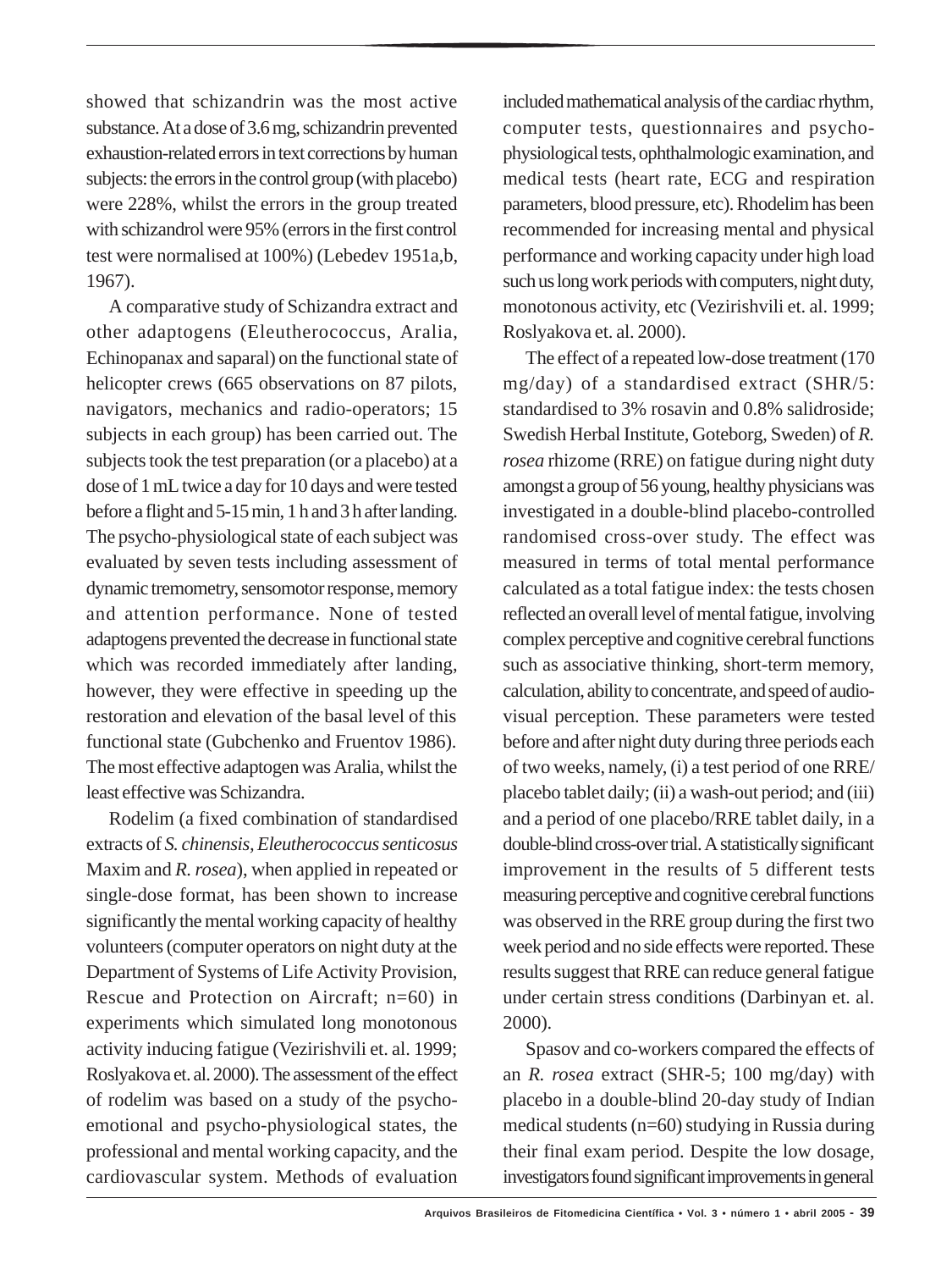showed that schizandrin was the most active substance. At a dose of 3.6 mg, schizandrin prevented exhaustion-related errors in text corrections by human subjects: the errors in the control group (with placebo) were 228%, whilst the errors in the group treated with schizandrol were 95% (errors in the first control test were normalised at 100%) (Lebedev 1951a,b, 1967).

A comparative study of Schizandra extract and other adaptogens (Eleutherococcus, Aralia, Echinopanax and saparal) on the functional state of helicopter crews (665 observations on 87 pilots, navigators, mechanics and radio-operators; 15 subjects in each group) has been carried out. The subjects took the test preparation (or a placebo) at a dose of 1 mL twice a day for 10 days and were tested before a flight and 5-15 min, 1 h and 3 h after landing. The psycho-physiological state of each subject was evaluated by seven tests including assessment of dynamic tremometry, sensomotor response, memory and attention performance. None of tested adaptogens prevented the decrease in functional state which was recorded immediately after landing, however, they were effective in speeding up the restoration and elevation of the basal level of this functional state (Gubchenko and Fruentov 1986). The most effective adaptogen was Aralia, whilst the least effective was Schizandra.

Rodelim (a fixed combination of standardised extracts of *S. chinensis*, *Eleutherococcus senticosus* Maxim and *R. rosea*), when applied in repeated or single-dose format, has been shown to increase significantly the mental working capacity of healthy volunteers (computer operators on night duty at the Department of Systems of Life Activity Provision, Rescue and Protection on Aircraft; n=60) in experiments which simulated long monotonous activity inducing fatigue (Vezirishvili et. al. 1999; Roslyakova et. al. 2000). The assessment of the effect of rodelim was based on a study of the psycho-emotional and psycho-physiological states, the professional and mental working capacity, and the cardiovascular system. Methods of evaluation included mathematical analysis of the cardiac rhythm, computer tests, questionnaires and psycho-physiological tests, ophthalmologic examination, and medical tests (heart rate, ECG and respiration parameters, blood pressure, etc). Rhodelim has been recommended for increasing mental and physical performance and working capacity under high load such us long work periods with computers, night duty, monotonous activity, etc (Vezirishvili et. al. 1999; Roslyakova et. al. 2000).

The effect of a repeated low-dose treatment (170 mg/day) of a standardised extract (SHR/5: standardised to 3% rosavin and 0.8% salidroside; Swedish Herbal Institute, Goteborg, Sweden) of *R. rosea* rhizome (RRE) on fatigue during night duty amongst a group of 56 young, healthy physicians was investigated in a double-blind placebo-controlled randomised cross-over study. The effect was measured in terms of total mental performance calculated as a total fatigue index: the tests chosen reflected an overall level of mental fatigue, involving complex perceptive and cognitive cerebral functions such as associative thinking, short-term memory, calculation, ability to concentrate, and speed of audio-visual perception. These parameters were tested before and after night duty during three periods each of two weeks, namely, (i) a test period of one RRE/placebo tablet daily; (ii) a wash-out period; and (iii) and a period of one placebo/RRE tablet daily, in a double-blind cross-over trial. A statistically significant improvement in the results of 5 different tests measuring perceptive and cognitive cerebral functions was observed in the RRE group during the first two week period and no side effects were reported. These results suggest that RRE can reduce general fatigue under certain stress conditions (Darbinyan et. al. 2000).

Spasov and co-workers compared the effects of an *R. rosea* extract (SHR-5; 100 mg/day) with placebo in a double-blind 20-day study of Indian medical students (n=60) studying in Russia during their final exam period. Despite the low dosage, investigators found significant improvements in general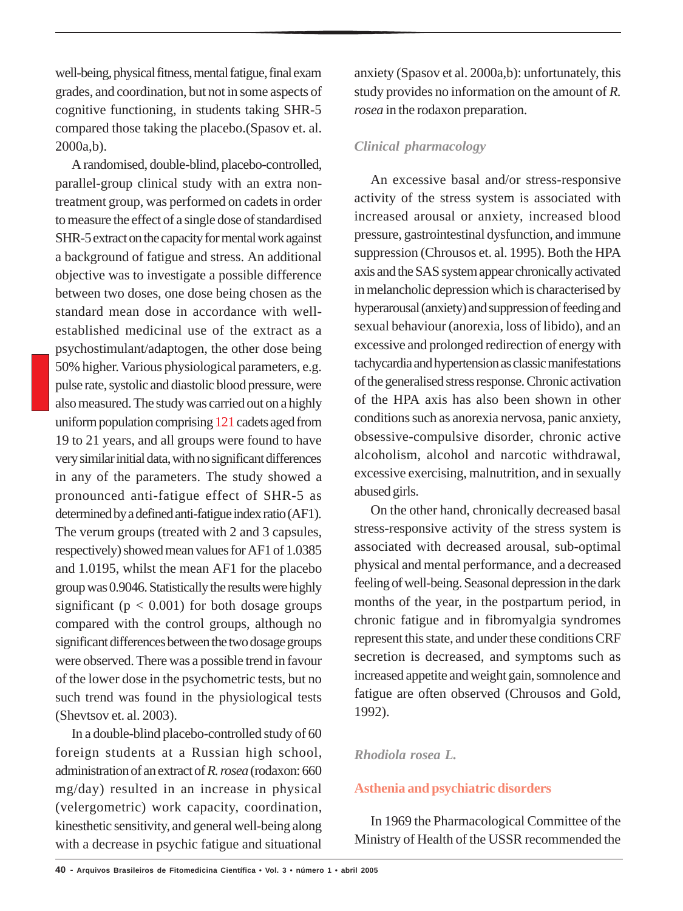well-being, physical fitness, mental fatigue, final exam grades, and coordination, but not in some aspects of cognitive functioning, in students taking SHR-5 compared those taking the placebo.(Spasov et. al. 2000a,b).

A randomised, double-blind, placebo-controlled, parallel-group clinical study with an extra non-treatment group, was performed on cadets in order to measure the effect of a single dose of standardised SHR-5 extract on the capacity for mental work against a background of fatigue and stress. An additional objective was to investigate a possible difference between two doses, one dose being chosen as the standard mean dose in accordance with well-established medicinal use of the extract as a psychostimulant/adaptogen, the other dose being 50% higher. Various physiological parameters, e.g. pulse rate, systolic and diastolic blood pressure, were also measured. The study was carried out on a highly uniform population comprising 121 cadets aged from 19 to 21 years, and all groups were found to have very similar initial data, with no significant differences in any of the parameters. The study showed a pronounced anti-fatigue effect of SHR-5 as determined by a defined anti-fatigue index ratio (AF1). The verum groups (treated with 2 and 3 capsules, respectively) showed mean values for AF1 of 1.0385 and 1.0195, whilst the mean AF1 for the placebo group was 0.9046. Statistically the results were highly significant ($p < 0.001$) for both dosage groups compared with the control groups, although no significant differences between the two dosage groups were observed. There was a possible trend in favour of the lower dose in the psychometric tests, but no such trend was found in the physiological tests (Shevtsov et. al. 2003).

In a double-blind placebo-controlled study of 60 foreign students at a Russian high school, administration of an extract of *R. rosea* (rodaxon: 660 mg/day) resulted in an increase in physical (velergometric) work capacity, coordination, kinesthetic sensitivity, and general well-being along with a decrease in psychic fatigue and situational anxiety (Spasov et al. 2000a,b): unfortunately, this study provides no information on the amount of *R. rosea* in the rodaxon preparation.

### *Clinical pharmacology*

An excessive basal and/or stress-responsive activity of the stress system is associated with increased arousal or anxiety, increased blood pressure, gastrointestinal dysfunction, and immune suppression (Chrousos et. al. 1995). Both the HPA axis and the SAS system appear chronically activated in melancholic depression which is characterised by hyperarousal (anxiety) and suppression of feeding and sexual behaviour (anorexia, loss of libido), and an excessive and prolonged redirection of energy with tachycardia and hypertension as classic manifestations of the generalised stress response. Chronic activation of the HPA axis has also been shown in other conditions such as anorexia nervosa, panic anxiety, obsessive-compulsive disorder, chronic active alcoholism, alcohol and narcotic withdrawal, excessive exercising, malnutrition, and in sexually abused girls.

On the other hand, chronically decreased basal stress-responsive activity of the stress system is associated with decreased arousal, sub-optimal physical and mental performance, and a decreased feeling of well-being. Seasonal depression in the dark months of the year, in the postpartum period, in chronic fatigue and in fibromyalgia syndromes represent this state, and under these conditions CRF secretion is decreased, and symptoms such as increased appetite and weight gain, somnolence and fatigue are often observed (Chrousos and Gold, 1992).

### *Rhodiola rosea L.*

## Asthenia and psychiatric disorders

In 1969 the Pharmacological Committee of the Ministry of Health of the USSR recommended the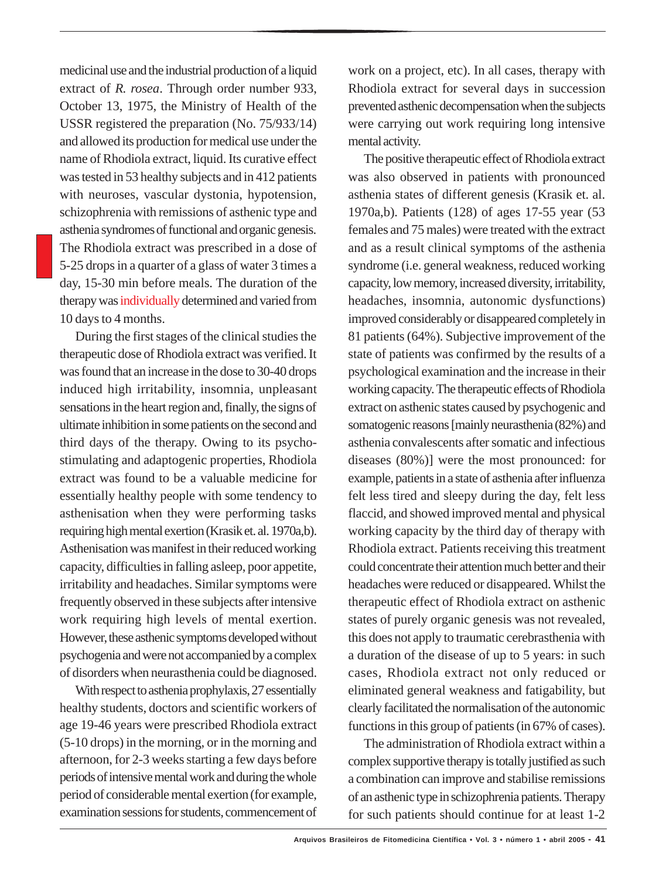medicinal use and the industrial production of a liquid extract of *R. rosea*. Through order number 933, October 13, 1975, the Ministry of Health of the USSR registered the preparation (No. 75/933/14) and allowed its production for medical use under the name of Rhodiola extract, liquid. Its curative effect was tested in 53 healthy subjects and in 412 patients with neuroses, vascular dystonia, hypotension, schizophrenia with remissions of asthenic type and asthenia syndromes of functional and organic genesis. The Rhodiola extract was prescribed in a dose of 5-25 drops in a quarter of a glass of water 3 times a day, 15-30 min before meals. The duration of the therapy was individually determined and varied from 10 days to 4 months.

During the first stages of the clinical studies the therapeutic dose of Rhodiola extract was verified. It was found that an increase in the dose to 30-40 drops induced high irritability, insomnia, unpleasant sensations in the heart region and, finally, the signs of ultimate inhibition in some patients on the second and third days of the therapy. Owing to its psycho-stimulating and adaptogenic properties, Rhodiola extract was found to be a valuable medicine for essentially healthy people with some tendency to asthenisation when they were performing tasks requiring high mental exertion (Krasik et. al. 1970a,b). Asthenisation was manifest in their reduced working capacity, difficulties in falling asleep, poor appetite, irritability and headaches. Similar symptoms were frequently observed in these subjects after intensive work requiring high levels of mental exertion. However, these asthenic symptoms developed without psychogenia and were not accompanied by a complex of disorders when neurasthenia could be diagnosed.

With respect to asthenia prophylaxis, 27 essentially healthy students, doctors and scientific workers of age 19-46 years were prescribed Rhodiola extract (5-10 drops) in the morning, or in the morning and afternoon, for 2-3 weeks starting a few days before periods of intensive mental work and during the whole period of considerable mental exertion (for example, examination sessions for students, commencement of work on a project, etc). In all cases, therapy with Rhodiola extract for several days in succession prevented asthenic decompensation when the subjects were carrying out work requiring long intensive mental activity.

The positive therapeutic effect of Rhodiola extract was also observed in patients with pronounced asthenia states of different genesis (Krasik et. al. 1970a,b). Patients (128) of ages 17-55 year (53 females and 75 males) were treated with the extract and as a result clinical symptoms of the asthenia syndrome (i.e. general weakness, reduced working capacity, low memory, increased diversity, irritability, headaches, insomnia, autonomic dysfunctions) improved considerably or disappeared completely in 81 patients (64%). Subjective improvement of the state of patients was confirmed by the results of a psychological examination and the increase in their working capacity. The therapeutic effects of Rhodiola extract on asthenic states caused by psychogenic and somatogenic reasons [mainly neurasthenia (82%) and asthenia convalescents after somatic and infectious diseases (80%)] were the most pronounced: for example, patients in a state of asthenia after influenza felt less tired and sleepy during the day, felt less flaccid, and showed improved mental and physical working capacity by the third day of therapy with Rhodiola extract. Patients receiving this treatment could concentrate their attention much better and their headaches were reduced or disappeared. Whilst the therapeutic effect of Rhodiola extract on asthenic states of purely organic genesis was not revealed, this does not apply to traumatic cerebrasthenia with a duration of the disease of up to 5 years: in such cases, Rhodiola extract not only reduced or eliminated general weakness and fatigability, but clearly facilitated the normalisation of the autonomic functions in this group of patients (in 67% of cases).

The administration of Rhodiola extract within a complex supportive therapy is totally justified as such a combination can improve and stabilise remissions of an asthenic type in schizophrenia patients. Therapy for such patients should continue for at least 1-2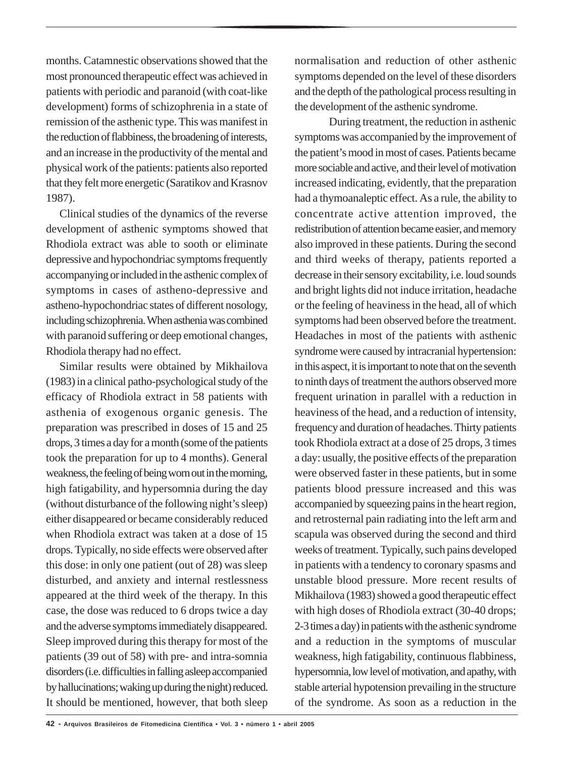months. Catamnestic observations showed that the most pronounced therapeutic effect was achieved in patients with periodic and paranoid (with coat-like development) forms of schizophrenia in a state of remission of the asthenic type. This was manifest in the reduction of flabbiness, the broadening of interests, and an increase in the productivity of the mental and physical work of the patients: patients also reported that they felt more energetic (Saratikov and Krasnov 1987).

Clinical studies of the dynamics of the reverse development of asthenic symptoms showed that Rhodiola extract was able to sooth or eliminate depressive and hypochondriac symptoms frequently accompanying or included in the asthenic complex of symptoms in cases of astheno-depressive and astheno-hypochondriac states of different nosology, including schizophrenia. When asthenia was combined with paranoid suffering or deep emotional changes, Rhodiola therapy had no effect.

Similar results were obtained by Mikhailova (1983) in a clinical patho-psychological study of the efficacy of Rhodiola extract in 58 patients with asthenia of exogenous organic genesis. The preparation was prescribed in doses of 15 and 25 drops, 3 times a day for a month (some of the patients took the preparation for up to 4 months). General weakness, the feeling of being worn out in the morning, high fatigability, and hypersomnia during the day (without disturbance of the following night's sleep) either disappeared or became considerably reduced when Rhodiola extract was taken at a dose of 15 drops. Typically, no side effects were observed after this dose: in only one patient (out of 28) was sleep disturbed, and anxiety and internal restlessness appeared at the third week of the therapy. In this case, the dose was reduced to 6 drops twice a day and the adverse symptoms immediately disappeared. Sleep improved during this therapy for most of the patients (39 out of 58) with pre- and intra-somnia disorders (i.e. difficulties in falling asleep accompanied by hallucinations; waking up during the night) reduced. It should be mentioned, however, that both sleep normalisation and reduction of other asthenic symptoms depended on the level of these disorders and the depth of the pathological process resulting in the development of the asthenic syndrome.

During treatment, the reduction in asthenic symptoms was accompanied by the improvement of the patient's mood in most of cases. Patients became more sociable and active, and their level of motivation increased indicating, evidently, that the preparation had a thymoanaleptic effect. As a rule, the ability to concentrate active attention improved, the redistribution of attention became easier, and memory also improved in these patients. During the second and third weeks of therapy, patients reported a decrease in their sensory excitability, i.e. loud sounds and bright lights did not induce irritation, headache or the feeling of heaviness in the head, all of which symptoms had been observed before the treatment. Headaches in most of the patients with asthenic syndrome were caused by intracranial hypertension: in this aspect, it is important to note that on the seventh to ninth days of treatment the authors observed more frequent urination in parallel with a reduction in heaviness of the head, and a reduction of intensity, frequency and duration of headaches. Thirty patients took Rhodiola extract at a dose of 25 drops, 3 times a day: usually, the positive effects of the preparation were observed faster in these patients, but in some patients blood pressure increased and this was accompanied by squeezing pains in the heart region, and retrosternal pain radiating into the left arm and scapula was observed during the second and third weeks of treatment. Typically, such pains developed in patients with a tendency to coronary spasms and unstable blood pressure. More recent results of Mikhailova (1983) showed a good therapeutic effect with high doses of Rhodiola extract (30-40 drops; 2-3 times a day) in patients with the asthenic syndrome and a reduction in the symptoms of muscular weakness, high fatigability, continuous flabbiness, hypersomnia, low level of motivation, and apathy, with stable arterial hypotension prevailing in the structure of the syndrome. As soon as a reduction in the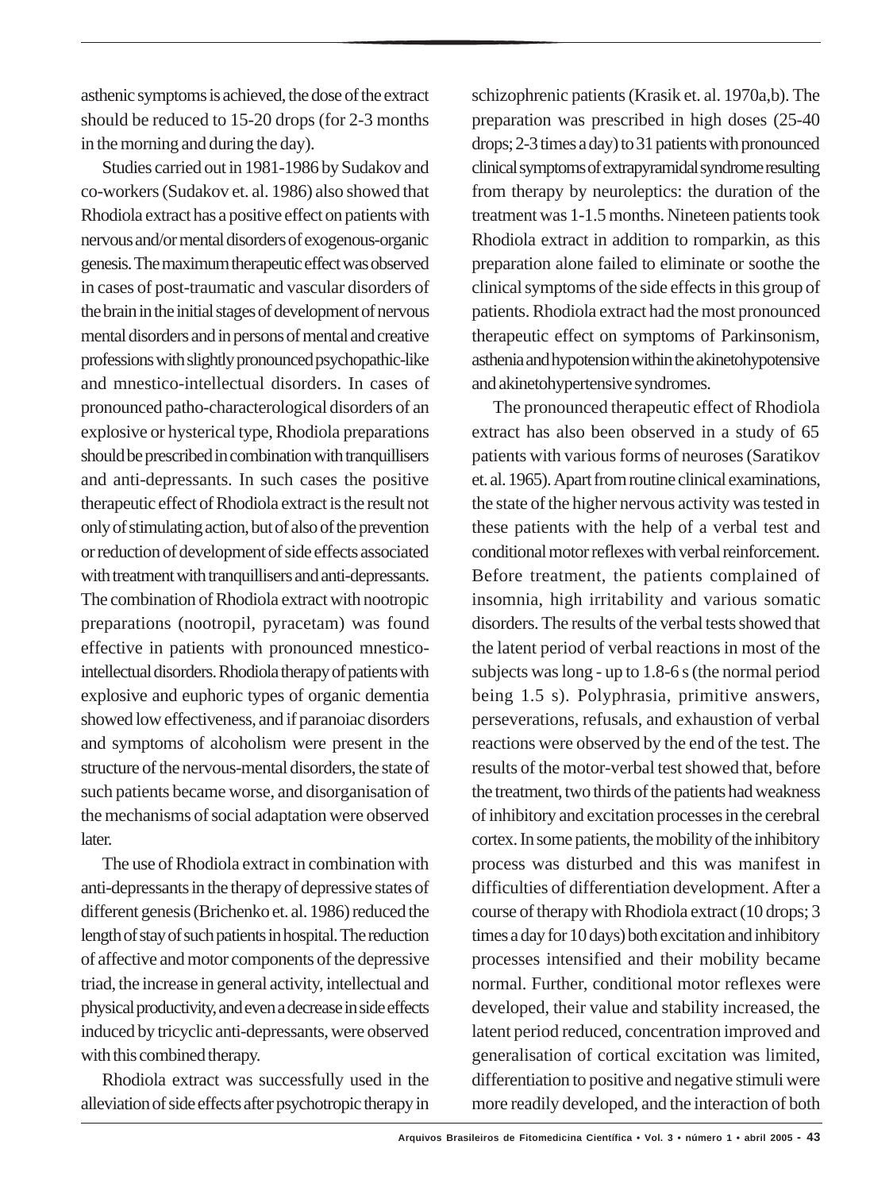asthenic symptoms is achieved, the dose of the extract should be reduced to 15-20 drops (for 2-3 months in the morning and during the day).

Studies carried out in 1981-1986 by Sudakov and co-workers (Sudakov et. al. 1986) also showed that Rhodiola extract has a positive effect on patients with nervous and/or mental disorders of exogenous-organic genesis. The maximum therapeutic effect was observed in cases of post-traumatic and vascular disorders of the brain in the initial stages of development of nervous mental disorders and in persons of mental and creative professions with slightly pronounced psychopathic-like and mnestico-intellectual disorders. In cases of pronounced patho-characterological disorders of an explosive or hysterical type, Rhodiola preparations should be prescribed in combination with tranquillisers and anti-depressants. In such cases the positive therapeutic effect of Rhodiola extract is the result not only of stimulating action, but of also of the prevention or reduction of development of side effects associated with treatment with tranquillisers and anti-depressants. The combination of Rhodiola extract with nootropic preparations (nootropil, pyracetam) was found effective in patients with pronounced mnestico-intellectual disorders. Rhodiola therapy of patients with explosive and euphoric types of organic dementia showed low effectiveness, and if paranoiac disorders and symptoms of alcoholism were present in the structure of the nervous-mental disorders, the state of such patients became worse, and disorganisation of the mechanisms of social adaptation were observed later.

The use of Rhodiola extract in combination with anti-depressants in the therapy of depressive states of different genesis (Brichenko et. al. 1986) reduced the length of stay of such patients in hospital. The reduction of affective and motor components of the depressive triad, the increase in general activity, intellectual and physical productivity, and even a decrease in side effects induced by tricyclic anti-depressants, were observed with this combined therapy.

Rhodiola extract was successfully used in the alleviation of side effects after psychotropic therapy in schizophrenic patients (Krasik et. al. 1970a,b). The preparation was prescribed in high doses (25-40 drops; 2-3 times a day) to 31 patients with pronounced clinical symptoms of extrapyramidal syndrome resulting from therapy by neuroleptics: the duration of the treatment was 1-1.5 months. Nineteen patients took Rhodiola extract in addition to romparkin, as this preparation alone failed to eliminate or soothe the clinical symptoms of the side effects in this group of patients. Rhodiola extract had the most pronounced therapeutic effect on symptoms of Parkinsonism, asthenia and hypotension within the akinetohypotensive and akinetohypertensive syndromes.

The pronounced therapeutic effect of Rhodiola extract has also been observed in a study of 65 patients with various forms of neuroses (Saratikov et. al. 1965). Apart from routine clinical examinations, the state of the higher nervous activity was tested in these patients with the help of a verbal test and conditional motor reflexes with verbal reinforcement. Before treatment, the patients complained of insomnia, high irritability and various somatic disorders. The results of the verbal tests showed that the latent period of verbal reactions in most of the subjects was long - up to 1.8-6 s (the normal period being 1.5 s). Polyphrasia, primitive answers, perseverations, refusals, and exhaustion of verbal reactions were observed by the end of the test. The results of the motor-verbal test showed that, before the treatment, two thirds of the patients had weakness of inhibitory and excitation processes in the cerebral cortex. In some patients, the mobility of the inhibitory process was disturbed and this was manifest in difficulties of differentiation development. After a course of therapy with Rhodiola extract (10 drops; 3 times a day for 10 days) both excitation and inhibitory processes intensified and their mobility became normal. Further, conditional motor reflexes were developed, their value and stability increased, the latent period reduced, concentration improved and generalisation of cortical excitation was limited, differentiation to positive and negative stimuli were more readily developed, and the interaction of both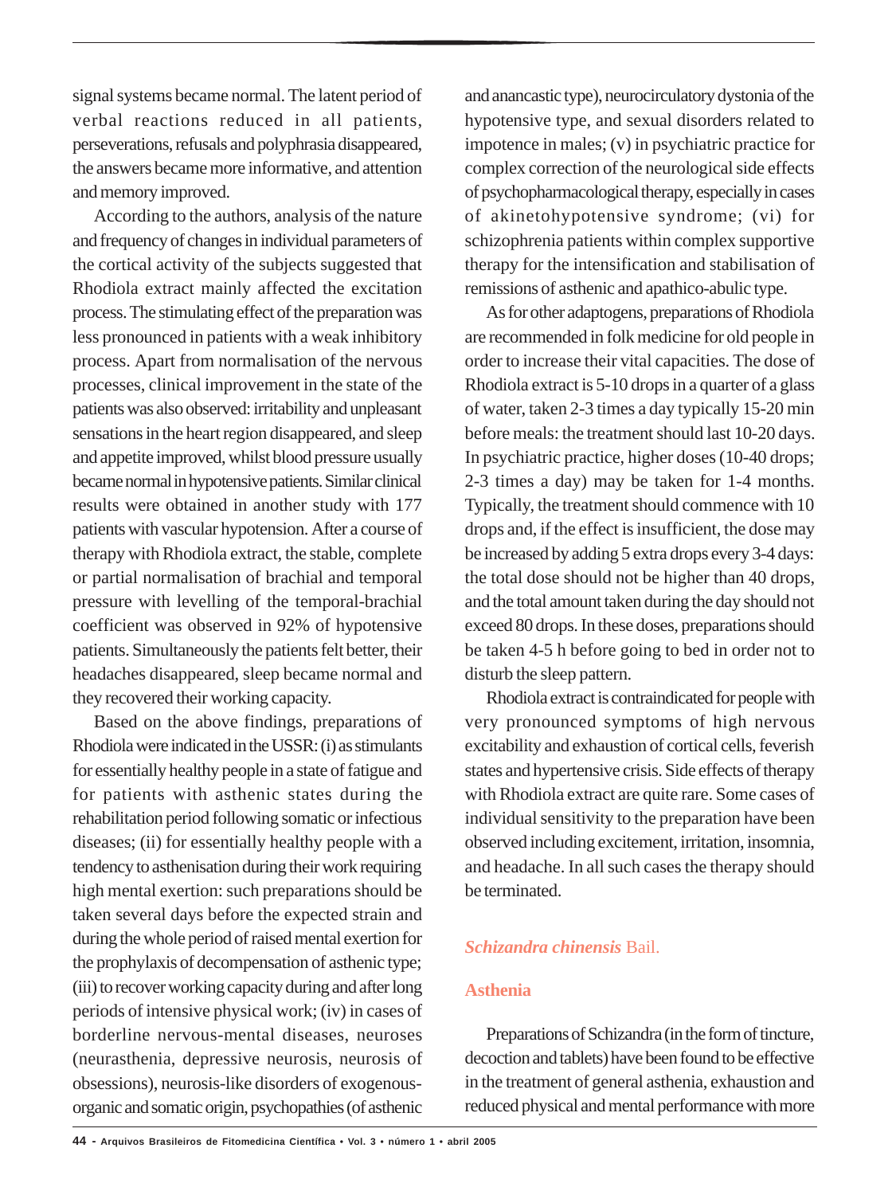signal systems became normal. The latent period of verbal reactions reduced in all patients, perseverations, refusals and polyphrasia disappeared, the answers became more informative, and attention and memory improved.

According to the authors, analysis of the nature and frequency of changes in individual parameters of the cortical activity of the subjects suggested that Rhodiola extract mainly affected the excitation process. The stimulating effect of the preparation was less pronounced in patients with a weak inhibitory process. Apart from normalisation of the nervous processes, clinical improvement in the state of the patients was also observed: irritability and unpleasant sensations in the heart region disappeared, and sleep and appetite improved, whilst blood pressure usually became normal in hypotensive patients. Similar clinical results were obtained in another study with 177 patients with vascular hypotension. After a course of therapy with Rhodiola extract, the stable, complete or partial normalisation of brachial and temporal pressure with levelling of the temporal-brachial coefficient was observed in 92% of hypotensive patients. Simultaneously the patients felt better, their headaches disappeared, sleep became normal and they recovered their working capacity.

Based on the above findings, preparations of Rhodiola were indicated in the USSR: (i) as stimulants for essentially healthy people in a state of fatigue and for patients with asthenic states during the rehabilitation period following somatic or infectious diseases; (ii) for essentially healthy people with a tendency to asthenisation during their work requiring high mental exertion: such preparations should be taken several days before the expected strain and during the whole period of raised mental exertion for the prophylaxis of decompensation of asthenic type; (iii) to recover working capacity during and after long periods of intensive physical work; (iv) in cases of borderline nervous-mental diseases, neuroses (neurasthenia, depressive neurosis, neurosis of obsessions), neurosis-like disorders of exogenous-organic and somatic origin, psychopathies (of asthenic and anancastic type), neurocirculatory dystonia of the hypotensive type, and sexual disorders related to impotence in males; (v) in psychiatric practice for complex correction of the neurological side effects of psychopharmacological therapy, especially in cases of akinetohypotensive syndrome; (vi) for schizophrenia patients within complex supportive therapy for the intensification and stabilisation of remissions of asthenic and apathico-abulic type.

As for other adaptogens, preparations of Rhodiola are recommended in folk medicine for old people in order to increase their vital capacities. The dose of Rhodiola extract is 5-10 drops in a quarter of a glass of water, taken 2-3 times a day typically 15-20 min before meals: the treatment should last 10-20 days. In psychiatric practice, higher doses (10-40 drops; 2-3 times a day) may be taken for 1-4 months. Typically, the treatment should commence with 10 drops and, if the effect is insufficient, the dose may be increased by adding 5 extra drops every 3-4 days: the total dose should not be higher than 40 drops, and the total amount taken during the day should not exceed 80 drops. In these doses, preparations should be taken 4-5 h before going to bed in order not to disturb the sleep pattern.

Rhodiola extract is contraindicated for people with very pronounced symptoms of high nervous excitability and exhaustion of cortical cells, feverish states and hypertensive crisis. Side effects of therapy with Rhodiola extract are quite rare. Some cases of individual sensitivity to the preparation have been observed including excitement, irritation, insomnia, and headache. In all such cases the therapy should be terminated.

## *Schizandra chinensis* Bail.

### Asthenia

Preparations of Schizandra (in the form of tincture, decoction and tablets) have been found to be effective in the treatment of general asthenia, exhaustion and reduced physical and mental performance with more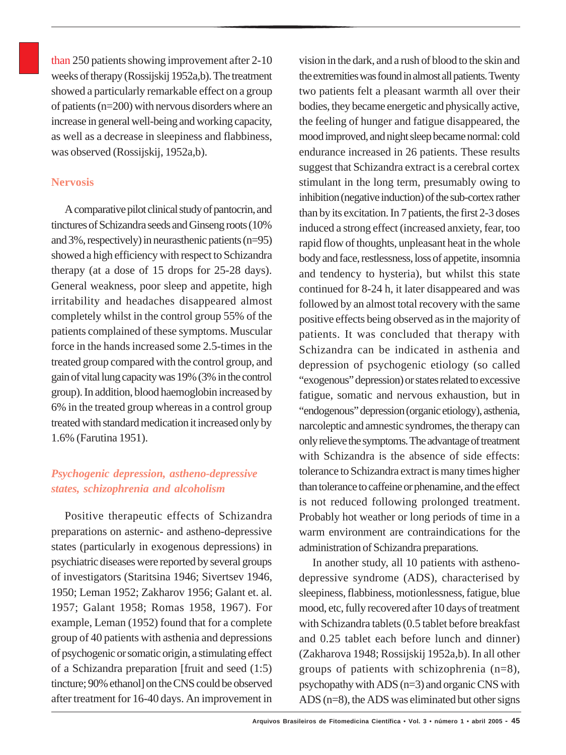than 250 patients showing improvement after 2-10 weeks of therapy (Rossijskij 1952a,b). The treatment showed a particularly remarkable effect on a group of patients (n=200) with nervous disorders where an increase in general well-being and working capacity, as well as a decrease in sleepiness and flabbiness, was observed (Rossijskij, 1952a,b).

## Nervosis

A comparative pilot clinical study of pantocrin, and tinctures of Schizandra seeds and Ginseng roots (10% and 3%, respectively) in neurasthenic patients (n=95) showed a high efficiency with respect to Schizandra therapy (at a dose of 15 drops for 25-28 days). General weakness, poor sleep and appetite, high irritability and headaches disappeared almost completely whilst in the control group 55% of the patients complained of these symptoms. Muscular force in the hands increased some 2.5-times in the treated group compared with the control group, and gain of vital lung capacity was 19% (3% in the control group). In addition, blood haemoglobin increased by 6% in the treated group whereas in a control group treated with standard medication it increased only by 1.6% (Farutina 1951).

### *Psychogenic depression, astheno-depressive states, schizophrenia and alcoholism*

Positive therapeutic effects of Schizandra preparations on asternic- and astheno-depressive states (particularly in exogenous depressions) in psychiatric diseases were reported by several groups of investigators (Staritsina 1946; Sivertsev 1946, 1950; Leman 1952; Zakharov 1956; Galant et. al. 1957; Galant 1958; Romas 1958, 1967). For example, Leman (1952) found that for a complete group of 40 patients with asthenia and depressions of psychogenic or somatic origin, a stimulating effect of a Schizandra preparation [fruit and seed (1:5) tincture; 90% ethanol] on the CNS could be observed after treatment for 16-40 days. An improvement in vision in the dark, and a rush of blood to the skin and the extremities was found in almost all patients. Twenty two patients felt a pleasant warmth all over their bodies, they became energetic and physically active, the feeling of hunger and fatigue disappeared, the mood improved, and night sleep became normal: cold endurance increased in 26 patients. These results suggest that Schizandra extract is a cerebral cortex stimulant in the long term, presumably owing to inhibition (negative induction) of the sub-cortex rather than by its excitation. In 7 patients, the first 2-3 doses induced a strong effect (increased anxiety, fear, too rapid flow of thoughts, unpleasant heat in the whole body and face, restlessness, loss of appetite, insomnia and tendency to hysteria), but whilst this state continued for 8-24 h, it later disappeared and was followed by an almost total recovery with the same positive effects being observed as in the majority of patients. It was concluded that therapy with Schizandra can be indicated in asthenia and depression of psychogenic etiology (so called "exogenous" depression) or states related to excessive fatigue, somatic and nervous exhaustion, but in "endogenous" depression (organic etiology), asthenia, narcoleptic and amnestic syndromes, the therapy can only relieve the symptoms. The advantage of treatment with Schizandra is the absence of side effects: tolerance to Schizandra extract is many times higher than tolerance to caffeine or phenamine, and the effect is not reduced following prolonged treatment. Probably hot weather or long periods of time in a warm environment are contraindications for the administration of Schizandra preparations.

In another study, all 10 patients with astheno-depressive syndrome (ADS), characterised by sleepiness, flabbiness, motionlessness, fatigue, blue mood, etc, fully recovered after 10 days of treatment with Schizandra tablets (0.5 tablet before breakfast and 0.25 tablet each before lunch and dinner) (Zakharova 1948; Rossijskij 1952a,b). In all other groups of patients with schizophrenia (n=8), psychopathy with ADS (n=3) and organic CNS with ADS (n=8), the ADS was eliminated but other signs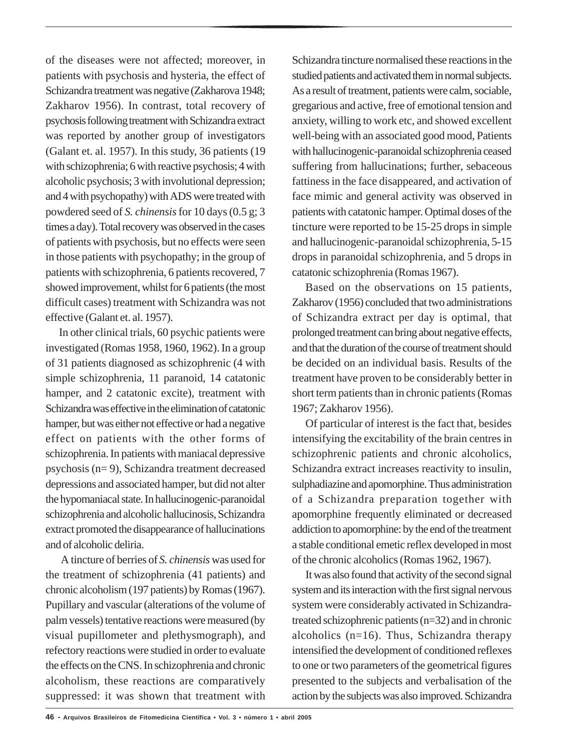of the diseases were not affected; moreover, in patients with psychosis and hysteria, the effect of Schizandra treatment was negative (Zakharova 1948; Zakharov 1956). In contrast, total recovery of psychosis following treatment with Schizandra extract was reported by another group of investigators (Galant et. al. 1957). In this study, 36 patients (19 with schizophrenia; 6 with reactive psychosis; 4 with alcoholic psychosis; 3 with involutional depression; and 4 with psychopathy) with ADS were treated with powdered seed of *S. chinensis* for 10 days (0.5 g; 3 times a day). Total recovery was observed in the cases of patients with psychosis, but no effects were seen in those patients with psychopathy; in the group of patients with schizophrenia, 6 patients recovered, 7 showed improvement, whilst for 6 patients (the most difficult cases) treatment with Schizandra was not effective (Galant et. al. 1957).

In other clinical trials, 60 psychic patients were investigated (Romas 1958, 1960, 1962). In a group of 31 patients diagnosed as schizophrenic (4 with simple schizophrenia, 11 paranoid, 14 catatonic hamper, and 2 catatonic excite), treatment with Schizandra was effective in the elimination of catatonic hamper, but was either not effective or had a negative effect on patients with the other forms of schizophrenia. In patients with maniacal depressive psychosis (n= 9), Schizandra treatment decreased depressions and associated hamper, but did not alter the hypomaniacal state. In hallucinogenic-paranoidal schizophrenia and alcoholic hallucinosis, Schizandra extract promoted the disappearance of hallucinations and of alcoholic deliria.

A tincture of berries of *S. chinensis* was used for the treatment of schizophrenia (41 patients) and chronic alcoholism (197 patients) by Romas (1967). Pupillary and vascular (alterations of the volume of palm vessels) tentative reactions were measured (by visual pupillometer and plethysmograph), and refectory reactions were studied in order to evaluate the effects on the CNS. In schizophrenia and chronic alcoholism, these reactions are comparatively suppressed: it was shown that treatment with Schizandra tincture normalised these reactions in the studied patients and activated them in normal subjects. As a result of treatment, patients were calm, sociable, gregarious and active, free of emotional tension and anxiety, willing to work etc, and showed excellent well-being with an associated good mood, Patients with hallucinogenic-paranoidal schizophrenia ceased suffering from hallucinations; further, sebaceous fattiness in the face disappeared, and activation of face mimic and general activity was observed in patients with catatonic hamper. Optimal doses of the tincture were reported to be 15-25 drops in simple and hallucinogenic-paranoidal schizophrenia, 5-15 drops in paranoidal schizophrenia, and 5 drops in catatonic schizophrenia (Romas 1967).

Based on the observations on 15 patients, Zakharov (1956) concluded that two administrations of Schizandra extract per day is optimal, that prolonged treatment can bring about negative effects, and that the duration of the course of treatment should be decided on an individual basis. Results of the treatment have proven to be considerably better in short term patients than in chronic patients (Romas 1967; Zakharov 1956).

Of particular of interest is the fact that, besides intensifying the excitability of the brain centres in schizophrenic patients and chronic alcoholics, Schizandra extract increases reactivity to insulin, sulphadiazine and apomorphine. Thus administration of a Schizandra preparation together with apomorphine frequently eliminated or decreased addiction to apomorphine: by the end of the treatment a stable conditional emetic reflex developed in most of the chronic alcoholics (Romas 1962, 1967).

It was also found that activity of the second signal system and its interaction with the first signal nervous system were considerably activated in Schizandra-treated schizophrenic patients (n=32) and in chronic alcoholics (n=16). Thus, Schizandra therapy intensified the development of conditioned reflexes to one or two parameters of the geometrical figures presented to the subjects and verbalisation of the action by the subjects was also improved. Schizandra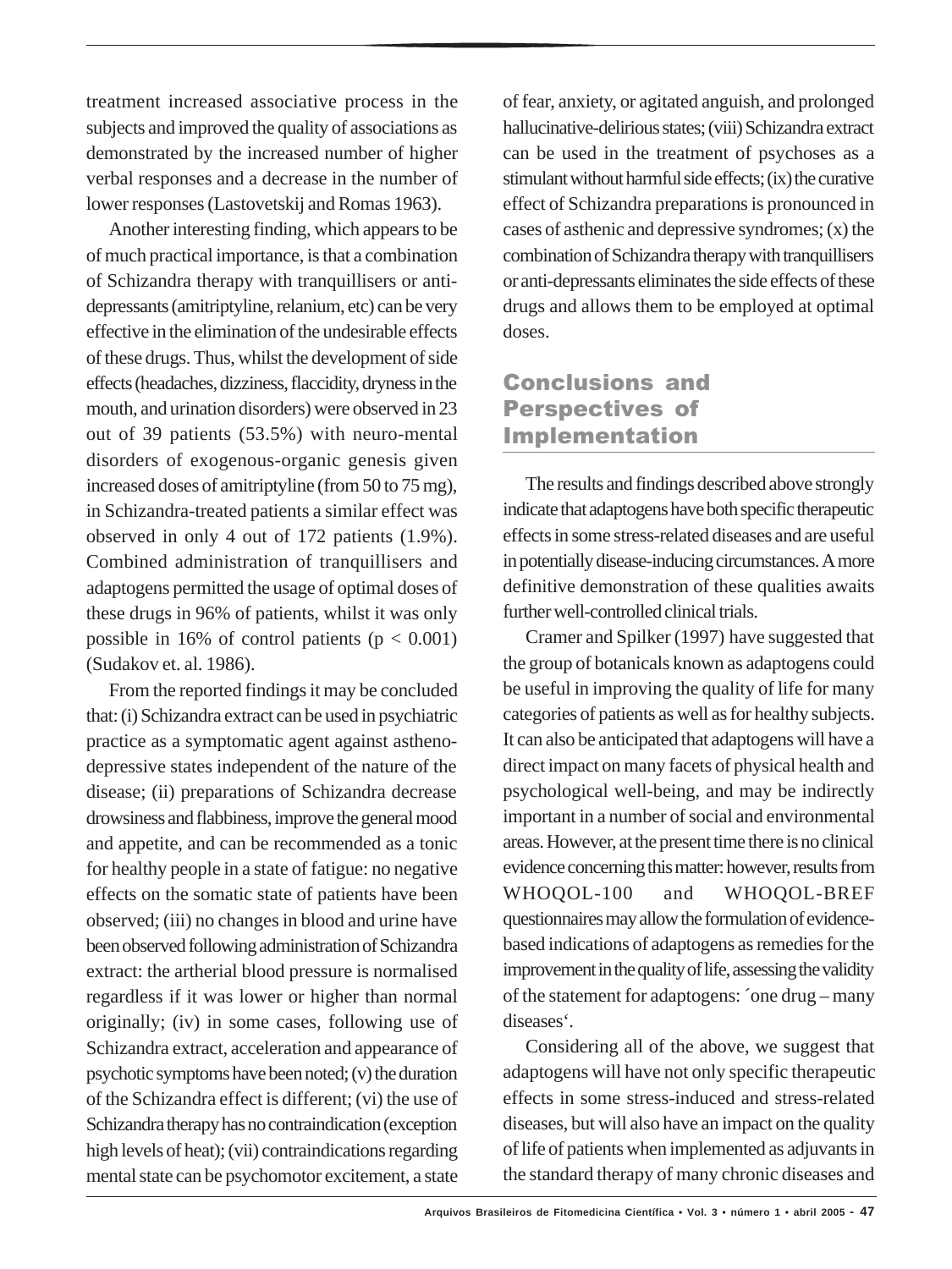treatment increased associative process in the subjects and improved the quality of associations as demonstrated by the increased number of higher verbal responses and a decrease in the number of lower responses (Lastovetskij and Romas 1963).

Another interesting finding, which appears to be of much practical importance, is that a combination of Schizandra therapy with tranquillisers or anti-depressants (amitriptyline, relanium, etc) can be very effective in the elimination of the undesirable effects of these drugs. Thus, whilst the development of side effects (headaches, dizziness, flaccidity, dryness in the mouth, and urination disorders) were observed in 23 out of 39 patients (53.5%) with neuro-mental disorders of exogenous-organic genesis given increased doses of amitriptyline (from 50 to 75 mg), in Schizandra-treated patients a similar effect was observed in only 4 out of 172 patients (1.9%). Combined administration of tranquillisers and adaptogens permitted the usage of optimal doses of these drugs in 96% of patients, whilst it was only possible in 16% of control patients ($p < 0.001$) (Sudakov et. al. 1986).

From the reported findings it may be concluded that: (i) Schizandra extract can be used in psychiatric practice as a symptomatic agent against astheno-depressive states independent of the nature of the disease; (ii) preparations of Schizandra decrease drowsiness and flabbiness, improve the general mood and appetite, and can be recommended as a tonic for healthy people in a state of fatigue: no negative effects on the somatic state of patients have been observed; (iii) no changes in blood and urine have been observed following administration of Schizandra extract: the artherial blood pressure is normalised regardless if it was lower or higher than normal originally; (iv) in some cases, following use of Schizandra extract, acceleration and appearance of psychotic symptoms have been noted; (v) the duration of the Schizandra effect is different; (vi) the use of Schizandra therapy has no contraindication (exception high levels of heat); (vii) contraindications regarding mental state can be psychomotor excitement, a state of fear, anxiety, or agitated anguish, and prolonged hallucinative-delirious states; (viii) Schizandra extract can be used in the treatment of psychoses as a stimulant without harmful side effects; (ix) the curative effect of Schizandra preparations is pronounced in cases of asthenic and depressive syndromes; (x) the combination of Schizandra therapy with tranquillisers or anti-depressants eliminates the side effects of these drugs and allows them to be employed at optimal doses.

## Conclusions and Perspectives of Implementation

The results and findings described above strongly indicate that adaptogens have both specific therapeutic effects in some stress-related diseases and are useful in potentially disease-inducing circumstances. A more definitive demonstration of these qualities awaits further well-controlled clinical trials.

Cramer and Spilker (1997) have suggested that the group of botanicals known as adaptogens could be useful in improving the quality of life for many categories of patients as well as for healthy subjects. It can also be anticipated that adaptogens will have a direct impact on many facets of physical health and psychological well-being, and may be indirectly important in a number of social and environmental areas. However, at the present time there is no clinical evidence concerning this matter: however, results from WHOQOL-100 and WHOQOL-BREF questionnaires may allow the formulation of evidence-based indications of adaptogens as remedies for the improvement in the quality of life, assessing the validity of the statement for adaptogens: ´one drug – many diseases‘.

Considering all of the above, we suggest that adaptogens will have not only specific therapeutic effects in some stress-induced and stress-related diseases, but will also have an impact on the quality of life of patients when implemented as adjuvants in the standard therapy of many chronic diseases and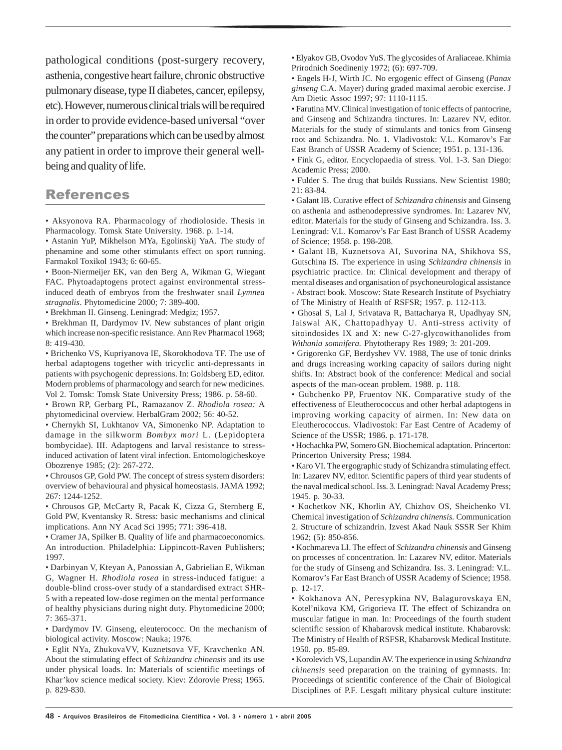pathological conditions (post-surgery recovery, asthenia, congestive heart failure, chronic obstructive pulmonary disease, type II diabetes, cancer, epilepsy, etc). However, numerous clinical trials will be required in order to provide evidence-based universal "over the counter" preparations which can be used by almost any patient in order to improve their general well-being and quality of life.

## References

- Aksyonova RA. Pharmacology of rhodioloside. Thesis in Pharmacology. Tomsk State University. 1968. p. 1-14.
- Astanin YuP, Mikhelson MYa, Egolinskij YaA. The study of phenamine and some other stimulants effect on sport running. Farmakol Toxikol 1943; 6: 60-65.
- Boon-Niermeijer EK, van den Berg A, Wikman G, Wiegant FAC. Phytoadaptogens protect against environmental stress-induced death of embryos from the freshwater snail *Lymnea stragnalis*. Phytomedicine 2000; 7: 389-400.
- Brekhman II. Ginseng. Leningrad: Medgiz; 1957.
- Brekhman II, Dardymov IV. New substances of plant origin which increase non-specific resistance. Ann Rev Pharmacol 1968; 8: 419-430.
- Brichenko VS, Kupriyanova IE, Skorokhodova TF. The use of herbal adaptogens together with tricyclic anti-depressants in patients with psychogenic depressions. In: Goldsberg ED, editor. Modern problems of pharmacology and search for new medicines. Vol 2. Tomsk: Tomsk State University Press; 1986. p. 58-60.
- Brown RP, Gerbarg PL, Ramazanov Z. *Rhodiola rosea:* A phytomedicinal overview. HerbalGram 2002; 56: 40-52.
- Chernykh SI, Lukhtanov VA, Simonenko NP. Adaptation to damage in the silkworm *Bombyx mori* L. (Lepidoptera bombycidae). III. Adaptogens and larval resistance to stress-induced activation of latent viral infection. Entomologicheskoye Obozrenye 1985; (2): 267-272.
- Chrousos GP, Gold PW. The concept of stress system disorders: overview of behavioural and physical homeostasis. JAMA 1992; 267: 1244-1252.
- Chrousos GP, McCarty R, Pacak K, Cizza G, Sternberg E, Gold PW, Kventansky R. Stress: basic mechanisms and clinical implications. Ann NY Acad Sci 1995; 771: 396-418.
- Cramer JA, Spilker B. Quality of life and pharmacoeconomics. An introduction. Philadelphia: Lippincott-Raven Publishers; 1997.
- Darbinyan V, Kteyan A, Panossian A, Gabrielian E, Wikman G, Wagner H. *Rhodiola rosea* in stress-induced fatigue: a double-blind cross-over study of a standardised extract SHR-5 with a repeated low-dose regimen on the mental performance of healthy physicians during night duty. Phytomedicine 2000; 7: 365-371.
- Dardymov IV. Ginseng, eleuterococc. On the mechanism of biological activity. Moscow: Nauka; 1976.
- Eglit NYa, ZhukovaVV, Kuznetsova VF, Kravchenko AN. About the stimulating effect of *Schizandra chinensis* and its use under physical loads. In: Materials of scientific meetings of Khar'kov science medical society. Kiev: Zdorovie Press; 1965. p. 829-830.
- Elyakov GB, Ovodov YuS. The glycosides of Araliaceae. Khimia Prirodnich Soedineniy 1972; (6): 697-709.
- Engels H-J, Wirth JC. No ergogenic effect of Ginseng (*Panax ginseng* C.A. Mayer) during graded maximal aerobic exercise. J Am Dietic Assoc 1997; 97: 1110-1115.
- Farutina MV. Clinical investigation of tonic effects of pantocrine, and Ginseng and Schizandra tinctures. In: Lazarev NV, editor. Materials for the study of stimulants and tonics from Ginseng root and Schizandra. No. 1. Vladivostok: V.L. Komarov's Far East Branch of USSR Academy of Science; 1951. p. 131-136.
- Fink G, editor. Encyclopaedia of stress. Vol. 1-3. San Diego: Academic Press; 2000.
- Fulder S. The drug that builds Russians. New Scientist 1980; 21: 83-84.
- Galant IB. Curative effect of *Schizandra chinensis* and Ginseng on asthenia and asthenodepressive syndromes. In: Lazarev NV, editor. Materials for the study of Ginseng and Schizandra. Iss. 3. Leningrad: V.L. Komarov's Far East Branch of USSR Academy of Science; 1958. p. 198-208.
- Galant IB, Kuznetsova AI, Suvorina NA, Shikhova SS, Gutschina IS. The experience in using *Schizandra chinensis* in psychiatric practice. In: Clinical development and therapy of mental diseases and organisation of psychoneurological assistance - Abstract book. Moscow: State Research Institute of Psychiatry of The Ministry of Health of RSFSR; 1957. p. 112-113.
- Ghosal S, Lal J, Srivatava R, Battacharya R, Upadhyay SN, Jaiswal AK, Chattopadhyay U. Anti-stress activity of sitoindosides IX and X: new C-27-glycowithanolides from *Withania somnifera.* Phytotherapy Res 1989; 3: 201-209.
- Grigorenko GF, Berdyshev VV. 1988, The use of tonic drinks and drugs increasing working capacity of sailors during night shifts. In: Abstract book of the conference: Medical and social aspects of the man-ocean problem. 1988. p. 118.
- Gubchenko PP, Fruentov NK. Comparative study of the effectiveness of Eleutherococcus and other herbal adaptogens in improving working capacity of airmen. In: New data on Eleutherococcus. Vladivostok: Far East Centre of Academy of Science of the USSR; 1986. p. 171-178.
- Hochachka PW, Somero GN. Biochemical adaptation. Princerton: Princerton University Press; 1984.
- Karo VI. The ergographic study of Schizandra stimulating effect. In: Lazarev NV, editor. Scientific papers of third year students of the naval medical school. Iss. 3. Leningrad: Naval Academy Press; 1945. p. 30-33.
- Kochetkov NK, Khorlin AY, Chizhov OS, Sheichenko VI. Chemical investigation of *Schizandra chinensis.* Communication 2. Structure of schizandrin. Izvest Akad Nauk SSSR Ser Khim 1962; (5): 850-856.
- Kochmareva LI. The effect of *Schizandra chinensis* and Ginseng on processes of concentration. In: Lazarev NV, editor. Materials for the study of Ginseng and Schizandra. Iss. 3. Leningrad: V.L. Komarov's Far East Branch of USSR Academy of Science; 1958. p. 12-17.
- Kokhanova AN, Peresypkina NV, Balagurovskaya EN, Kotel'nikova KM, Grigorieva IT. The effect of Schizandra on muscular fatigue in man. In: Proceedings of the fourth student scientific session of Khabarovsk medical institute. Khabarovsk: The Ministry of Health of RSFSR, Khabarovsk Medical Institute. 1950. pp. 85-89.
- Korolevich VS, Lupandin AV. The experience in using *Schizandra chinensis* seed preparation on the training of gymnasts. In: Proceedings of scientific conference of the Chair of Biological Disciplines of P.F. Lesgaft military physical culture institute: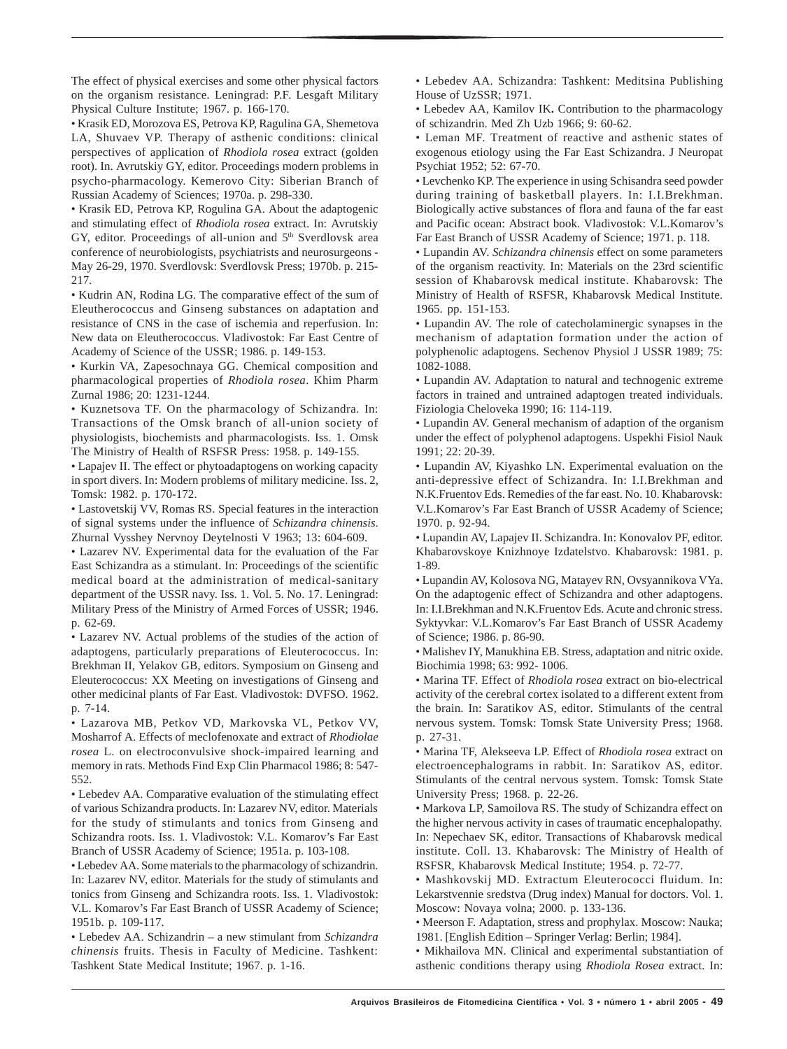The effect of physical exercises and some other physical factors on the organism resistance. Leningrad: P.F. Lesgaft Military Physical Culture Institute; 1967. p. 166-170.

• Krasik ED, Morozova ES, Petrova KP, Ragulina GA, Shemetova LA, Shuvaev VP. Therapy of asthenic conditions: clinical perspectives of application of *Rhodiola rosea* extract (golden root). In. Avrutskiy GY, editor. Proceedings modern problems in psycho-pharmacology. Kemerovo City: Siberian Branch of Russian Academy of Sciences; 1970a. p. 298-330.

• Krasik ED, Petrova KP, Rogulina GA. About the adaptogenic and stimulating effect of *Rhodiola rosea* extract. In: Avrutskiy GY, editor. Proceedings of all-union and 5th Sverdlovsk area conference of neurobiologists, psychiatrists and neurosurgeons - May 26-29, 1970. Sverdlovsk: Sverdlovsk Press; 1970b. p. 215-217.

• Kudrin AN, Rodina LG. The comparative effect of the sum of Eleutherococcus and Ginseng substances on adaptation and resistance of CNS in the case of ischemia and reperfusion. In: New data on Eleutherococcus. Vladivostok: Far East Centre of Academy of Science of the USSR; 1986. p. 149-153.

• Kurkin VA, Zapesochnaya GG. Chemical composition and pharmacological properties of *Rhodiola rosea*. Khim Pharm Zurnal 1986; 20: 1231-1244.

• Kuznetsova TF. On the pharmacology of Schizandra. In: Transactions of the Omsk branch of all-union society of physiologists, biochemists and pharmacologists. Iss. 1. Omsk The Ministry of Health of RSFSR Press: 1958. p. 149-155.

• Lapajev II. The effect or phytoadaptogens on working capacity in sport divers. In: Modern problems of military medicine. Iss. 2, Tomsk: 1982. p. 170-172.

• Lastovetskij VV, Romas RS. Special features in the interaction of signal systems under the influence of *Schizandra chinensis*. Zhurnal Vysshey Nervnoy Deytelnosti V 1963; 13: 604-609.

• Lazarev NV. Experimental data for the evaluation of the Far East Schizandra as a stimulant. In: Proceedings of the scientific medical board at the administration of medical-sanitary department of the USSR navy. Iss. 1. Vol. 5. No. 17. Leningrad: Military Press of the Ministry of Armed Forces of USSR; 1946. p. 62-69.

• Lazarev NV. Actual problems of the studies of the action of adaptogens, particularly preparations of Eleuterococcus. In: Brekhman II, Yelakov GB, editors. Symposium on Ginseng and Eleuterococcus: XX Meeting on investigations of Ginseng and other medicinal plants of Far East. Vladivostok: DVFSO. 1962. p. 7-14.

• Lazarova MB, Petkov VD, Markovska VL, Petkov VV, Mosharrof A. Effects of meclofenoxate and extract of *Rhodiolae rosea* L. on electroconvulsive shock-impaired learning and memory in rats. Methods Find Exp Clin Pharmacol 1986; 8: 547-552.

• Lebedev AA. Comparative evaluation of the stimulating effect of various Schizandra products. In: Lazarev NV, editor. Materials for the study of stimulants and tonics from Ginseng and Schizandra roots. Iss. 1. Vladivostok: V.L. Komarov's Far East Branch of USSR Academy of Science; 1951a. p. 103-108.

• Lebedev AA. Some materials to the pharmacology of schizandrin. In: Lazarev NV, editor. Materials for the study of stimulants and tonics from Ginseng and Schizandra roots. Iss. 1. Vladivostok: V.L. Komarov's Far East Branch of USSR Academy of Science; 1951b. p. 109-117.

• Lebedev AA. Schizandrin – a new stimulant from *Schizandra chinensis* fruits. Thesis in Faculty of Medicine. Tashkent: Tashkent State Medical Institute; 1967. p. 1-16.

• Lebedev AA. Schizandra: Tashkent: Meditsina Publishing House of UzSSR; 1971.

• Lebedev AA, Kamilov IK**.** Contribution to the pharmacology of schizandrin. Med Zh Uzb 1966; 9: 60-62.

• Leman MF. Treatment of reactive and asthenic states of exogenous etiology using the Far East Schizandra. J Neuropat Psychiat 1952; 52: 67-70.

• Levchenko KP. The experience in using Schisandra seed powder during training of basketball players. In: I.I.Brekhman. Biologically active substances of flora and fauna of the far east and Pacific ocean: Abstract book. Vladivostok: V.L.Komarov's Far East Branch of USSR Academy of Science; 1971. p. 118.

• Lupandin AV. *Schizandra chinensis* effect on some parameters of the organism reactivity. In: Materials on the 23rd scientific session of Khabarovsk medical institute. Khabarovsk: The Ministry of Health of RSFSR, Khabarovsk Medical Institute. 1965. pp. 151-153.

• Lupandin AV. The role of catecholaminergic synapses in the mechanism of adaptation formation under the action of polyphenolic adaptogens. Sechenov Physiol J USSR 1989; 75: 1082-1088.

• Lupandin AV. Adaptation to natural and technogenic extreme factors in trained and untrained adaptogen treated individuals. Fiziologia Cheloveka 1990; 16: 114-119.

• Lupandin AV. General mechanism of adaption of the organism under the effect of polyphenol adaptogens. Uspekhi Fisiol Nauk 1991; 22: 20-39.

• Lupandin AV, Kiyashko LN. Experimental evaluation on the anti-depressive effect of Schizandra. In: I.I.Brekhman and N.K.Fruentov Eds. Remedies of the far east. No. 10. Khabarovsk: V.L.Komarov's Far East Branch of USSR Academy of Science; 1970. p. 92-94.

• Lupandin AV, Lapajev II. Schizandra. In: Konovalov PF, editor. Khabarovskoye Knizhnoye Izdatelstvo. Khabarovsk: 1981. p. 1-89.

• Lupandin AV, Kolosova NG, Matayev RN, Ovsyannikova VYa. On the adaptogenic effect of Schizandra and other adaptogens. In: I.I.Brekhman and N.K.Fruentov Eds. Acute and chronic stress. Syktyvkar: V.L.Komarov's Far East Branch of USSR Academy of Science; 1986. p. 86-90.

• Malishev IY, Manukhina EB. Stress, adaptation and nitric oxide. Biochimia 1998; 63: 992- 1006.

• Marina TF. Effect of *Rhodiola rosea* extract on bio-electrical activity of the cerebral cortex isolated to a different extent from the brain. In: Saratikov AS, editor. Stimulants of the central nervous system. Tomsk: Tomsk State University Press; 1968. p. 27-31.

• Marina TF, Alekseeva LP. Effect of *Rhodiola rosea* extract on electroencephalograms in rabbit. In: Saratikov AS, editor. Stimulants of the central nervous system. Tomsk: Tomsk State University Press; 1968. p. 22-26.

• Markova LP, Samoilova RS. The study of Schizandra effect on the higher nervous activity in cases of traumatic encephalopathy. In: Nepechaev SK, editor. Transactions of Khabarovsk medical institute. Coll. 13. Khabarovsk: The Ministry of Health of RSFSR, Khabarovsk Medical Institute; 1954. p. 72-77.

• Mashkovskij MD. Extractum Eleuterococci fluidum. In: Lekarstvennie sredstva (Drug index) Manual for doctors. Vol. 1. Moscow: Novaya volna; 2000. p. 133-136.

• Meerson F. Adaptation, stress and prophylax. Moscow: Nauka; 1981. [English Edition – Springer Verlag: Berlin; 1984].

• Mikhailova MN. Clinical and experimental substantiation of asthenic conditions therapy using *Rhodiola Rosea* extract. In: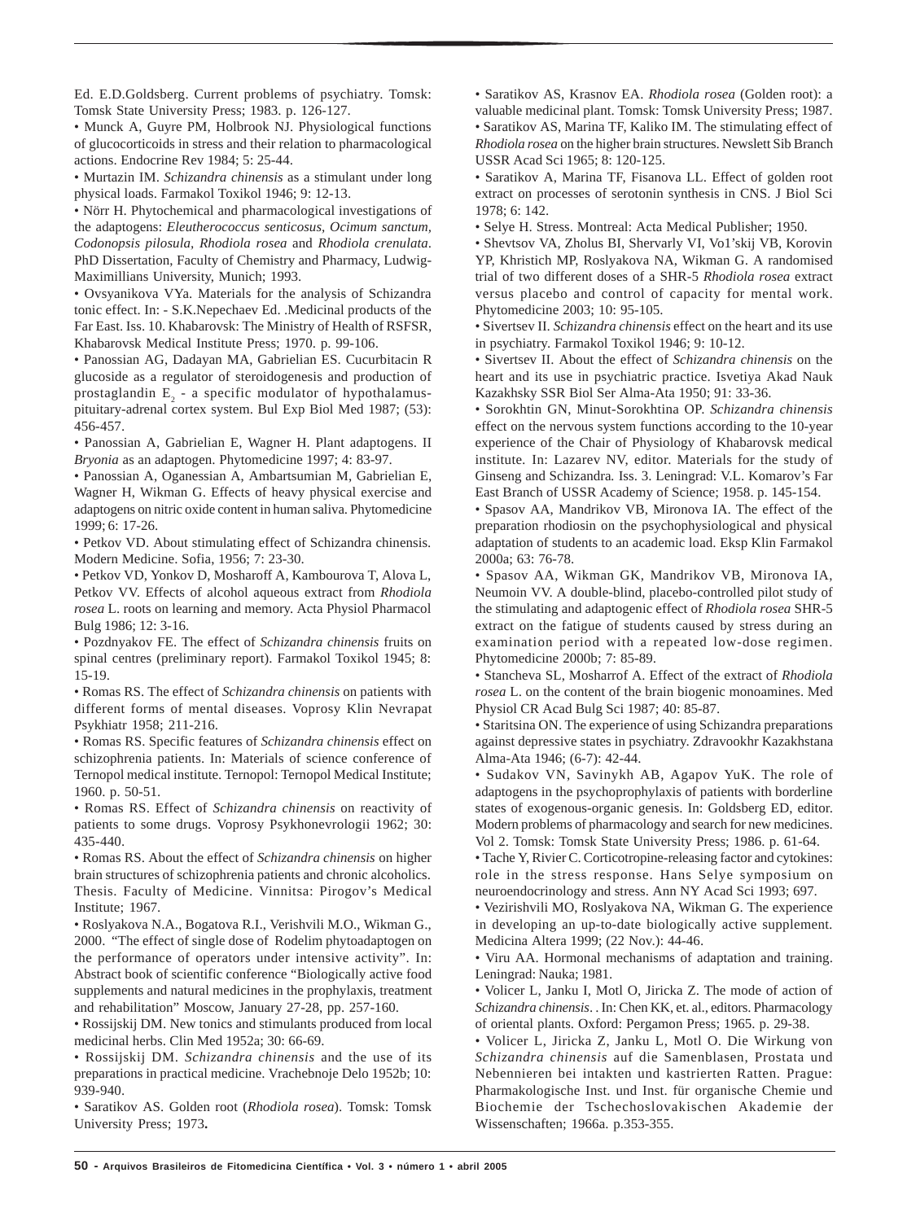Ed. E.D.Goldsberg. Current problems of psychiatry. Tomsk: Tomsk State University Press; 1983. p. 126-127.

- Munck A, Guyre PM, Holbrook NJ. Physiological functions of glucocorticoids in stress and their relation to pharmacological actions. Endocrine Rev 1984; 5: 25-44.
- Murtazin IM. *Schizandra chinensis* as a stimulant under long physical loads. Farmakol Toxikol 1946; 9: 12-13.
- Nörr H. Phytochemical and pharmacological investigations of the adaptogens: *Eleutherococcus senticosus, Ocimum sanctum, Codonopsis pilosula, Rhodiola rosea* and *Rhodiola crenulata*. PhD Dissertation, Faculty of Chemistry and Pharmacy, Ludwig-Maximillians University, Munich; 1993.
- Ovsyanikova VYa. Materials for the analysis of Schizandra tonic effect. In: - S.K.Nepechaev Ed. .Medicinal products of the Far East. Iss. 10. Khabarovsk: The Ministry of Health of RSFSR, Khabarovsk Medical Institute Press; 1970. p. 99-106.
- Panossian AG, Dadayan MA, Gabrielian ES. Cucurbitacin R glucoside as a regulator of steroidogenesis and production of prostaglandin $E_2$ - a specific modulator of hypothalamus-pituitary-adrenal cortex system. Bul Exp Biol Med 1987; (53): 456-457.
- Panossian A, Gabrielian E, Wagner H. Plant adaptogens. II *Bryonia* as an adaptogen. Phytomedicine 1997; 4: 83-97.
- Panossian A, Oganessian A, Ambartsumian M, Gabrielian E, Wagner H, Wikman G. Effects of heavy physical exercise and adaptogens on nitric oxide content in human saliva. Phytomedicine 1999; 6: 17-26.
- Petkov VD. About stimulating effect of Schizandra chinensis. Modern Medicine. Sofia, 1956; 7: 23-30.
- Petkov VD, Yonkov D, Mosharoff A, Kambourova T, Alova L, Petkov VV. Effects of alcohol aqueous extract from *Rhodiola rosea* L. roots on learning and memory. Acta Physiol Pharmacol Bulg 1986; 12: 3-16.
- Pozdnyakov FE. The effect of *Schizandra chinensis* fruits on spinal centres (preliminary report). Farmakol Toxikol 1945; 8: 15-19.
- Romas RS. The effect of *Schizandra chinensis* on patients with different forms of mental diseases. Voprosy Klin Nevrapat Psykhiatr 1958; 211-216.
- Romas RS. Specific features of *Schizandra chinensis* effect on schizophrenia patients. In: Materials of science conference of Ternopol medical institute. Ternopol: Ternopol Medical Institute; 1960. p. 50-51.
- Romas RS. Effect of *Schizandra chinensis* on reactivity of patients to some drugs. Voprosy Psykhonevrologii 1962; 30: 435-440.
- Romas RS. About the effect of *Schizandra chinensis* on higher brain structures of schizophrenia patients and chronic alcoholics. Thesis. Faculty of Medicine. Vinnitsa: Pirogov's Medical Institute; 1967.
- Roslyakova N.A., Bogatova R.I., Verishvili M.O., Wikman G., 2000. "The effect of single dose of Rodelim phytoadaptogen on the performance of operators under intensive activity". In: Abstract book of scientific conference "Biologically active food supplements and natural medicines in the prophylaxis, treatment and rehabilitation" Moscow, January 27-28, pp. 257-160.
- Rossijskij DM. New tonics and stimulants produced from local medicinal herbs. Clin Med 1952a; 30: 66-69.
- Rossijskij DM. *Schizandra chinensis* and the use of its preparations in practical medicine. Vrachebnoje Delo 1952b; 10: 939-940.
- Saratikov AS. Golden root (*Rhodiola rosea*). Tomsk: Tomsk University Press; 1973**.**
- Saratikov AS, Krasnov EA. *Rhodiola rosea* (Golden root): a valuable medicinal plant. Tomsk: Tomsk University Press; 1987.
- Saratikov AS, Marina TF, Kaliko IM. The stimulating effect of *Rhodiola rosea* on the higher brain structures. Newslett Sib Branch USSR Acad Sci 1965; 8: 120-125.
- Saratikov A, Marina TF, Fisanova LL. Effect of golden root extract on processes of serotonin synthesis in CNS. J Biol Sci 1978; 6: 142.
- Selye H. Stress. Montreal: Acta Medical Publisher; 1950.
- Shevtsov VA, Zholus BI, Shervarly VI, Vo1'skij VB, Korovin YP, Khristich MP, Roslyakova NA, Wikman G. A randomised trial of two different doses of a SHR-5 *Rhodiola rosea* extract versus placebo and control of capacity for mental work. Phytomedicine 2003; 10: 95-105.
- Sivertsev II. *Schizandra chinensis* effect on the heart and its use in psychiatry. Farmakol Toxikol 1946; 9: 10-12.
- Sivertsev II. About the effect of *Schizandra chinensis* on the heart and its use in psychiatric practice. Isvetiya Akad Nauk Kazakhsky SSR Biol Ser Alma-Ata 1950; 91: 33-36.
- Sorokhtin GN, Minut-Sorokhtina OP. *Schizandra chinensis* effect on the nervous system functions according to the 10-year experience of the Chair of Physiology of Khabarovsk medical institute. In: Lazarev NV, editor. Materials for the study of Ginseng and Schizandra. Iss. 3. Leningrad: V.L. Komarov's Far East Branch of USSR Academy of Science; 1958. p. 145-154.
- Spasov AA, Mandrikov VB, Mironova IA. The effect of the preparation rhodiosin on the psychophysiological and physical adaptation of students to an academic load. Eksp Klin Farmakol 2000a; 63: 76-78.
- Spasov AA, Wikman GK, Mandrikov VB, Mironova IA, Neumoin VV. A double-blind, placebo-controlled pilot study of the stimulating and adaptogenic effect of *Rhodiola rosea* SHR-5 extract on the fatigue of students caused by stress during an examination period with a repeated low-dose regimen. Phytomedicine 2000b; 7: 85-89.
- Stancheva SL, Mosharrof A. Effect of the extract of *Rhodiola rosea* L. on the content of the brain biogenic monoamines. Med Physiol CR Acad Bulg Sci 1987; 40: 85-87.
- Staritsina ON. The experience of using Schizandra preparations against depressive states in psychiatry. Zdravookhr Kazakhstana Alma-Ata 1946; (6-7): 42-44.
- Sudakov VN, Savinykh AB, Agapov YuK. The role of adaptogens in the psychoprophylaxis of patients with borderline states of exogenous-organic genesis. In: Goldsberg ED, editor. Modern problems of pharmacology and search for new medicines. Vol 2. Tomsk: Tomsk State University Press; 1986. p. 61-64.
- Tache Y, Rivier C. Corticotropine-releasing factor and cytokines: role in the stress response. Hans Selye symposium on neuroendocrinology and stress. Ann NY Acad Sci 1993; 697.
- Vezirishvili MO, Roslyakova NA, Wikman G. The experience in developing an up-to-date biologically active supplement. Medicina Altera 1999; (22 Nov.): 44-46.
- Viru AA. Hormonal mechanisms of adaptation and training. Leningrad: Nauka; 1981.
- Volicer L, Janku I, Motl O, Jiricka Z. The mode of action of *Schizandra chinensis*. . In: Chen KK, et. al., editors. Pharmacology of oriental plants. Oxford: Pergamon Press; 1965. p. 29-38.
- Volicer L, Jiricka Z, Janku L, Motl O. Die Wirkung von *Schizandra chinensis* auf die Samenblasen, Prostata und Nebennieren bei intakten und kastrierten Ratten. Prague: Pharmakologische Inst. und Inst. für organische Chemie und Biochemie der Tschechoslovakischen Akademie der Wissenschaften; 1966a. p.353-355.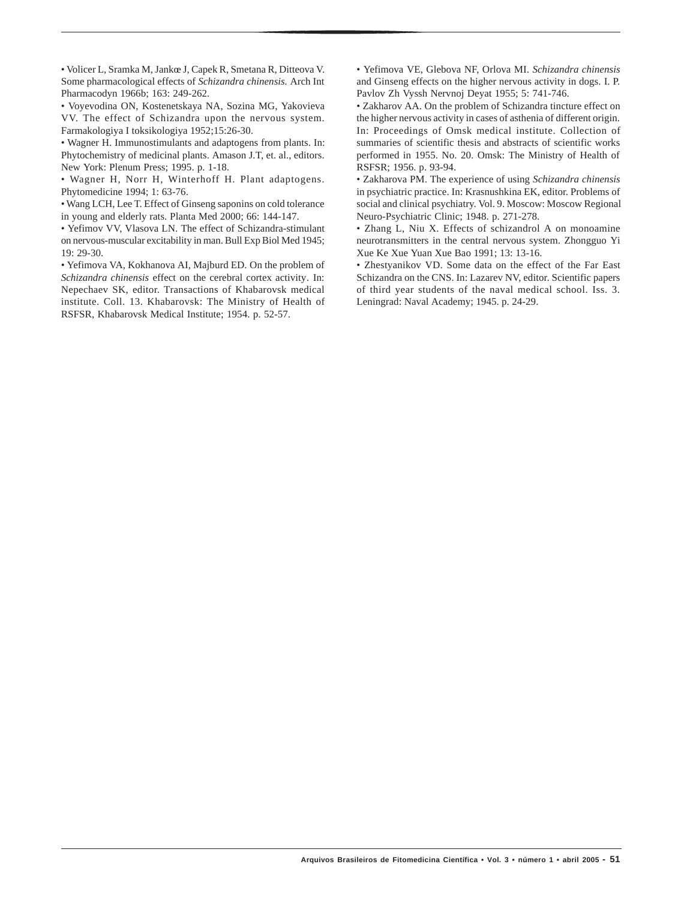- Volicer L, Sramka M, Jankœ J, Capek R, Smetana R, Ditteova V. Some pharmacological effects of *Schizandra chinensis.* Arch Int Pharmacodyn 1966b; 163: 249-262.
- Voyevodina ON, Kostenetskaya NA, Sozina MG, Yakovieva VV. The effect of Schizandra upon the nervous system. Farmakologiya I toksikologiya 1952;15:26-30.
- Wagner H. Immunostimulants and adaptogens from plants. In: Phytochemistry of medicinal plants. Amason J.T, et. al., editors. New York: Plenum Press; 1995. p. 1-18.
- Wagner H, Norr H, Winterhoff H. Plant adaptogens. Phytomedicine 1994; 1: 63-76.
- Wang LCH, Lee T. Effect of Ginseng saponins on cold tolerance in young and elderly rats. Planta Med 2000; 66: 144-147.
- Yefimov VV, Vlasova LN. The effect of Schizandra-stimulant on nervous-muscular excitability in man. Bull Exp Biol Med 1945; 19: 29-30.
- Yefimova VA, Kokhanova AI, Majburd ED. On the problem of *Schizandra chinensis* effect on the cerebral cortex activity. In: Nepechaev SK, editor. Transactions of Khabarovsk medical institute. Coll. 13. Khabarovsk: The Ministry of Health of RSFSR, Khabarovsk Medical Institute; 1954. p. 52-57.
- Yefimova VE, Glebova NF, Orlova MI. *Schizandra chinensis* and Ginseng effects on the higher nervous activity in dogs. I. P. Pavlov Zh Vyssh Nervnoj Deyat 1955; 5: 741-746.
- Zakharov AA. On the problem of Schizandra tincture effect on the higher nervous activity in cases of asthenia of different origin. In: Proceedings of Omsk medical institute. Collection of summaries of scientific thesis and abstracts of scientific works performed in 1955. No. 20. Omsk: The Ministry of Health of RSFSR; 1956. p. 93-94.
- Zakharova PM. The experience of using *Schizandra chinensis* in psychiatric practice. In: Krasnushkina EK, editor. Problems of social and clinical psychiatry. Vol. 9. Moscow: Moscow Regional Neuro-Psychiatric Clinic; 1948. p. 271-278.
- Zhang L, Niu X. Effects of schizandrol A on monoamine neurotransmitters in the central nervous system. Zhongguo Yi Xue Ke Xue Yuan Xue Bao 1991; 13: 13-16.
- Zhestyanikov VD. Some data on the effect of the Far East Schizandra on the CNS. In: Lazarev NV, editor. Scientific papers of third year students of the naval medical school. Iss. 3. Leningrad: Naval Academy; 1945. p. 24-29.